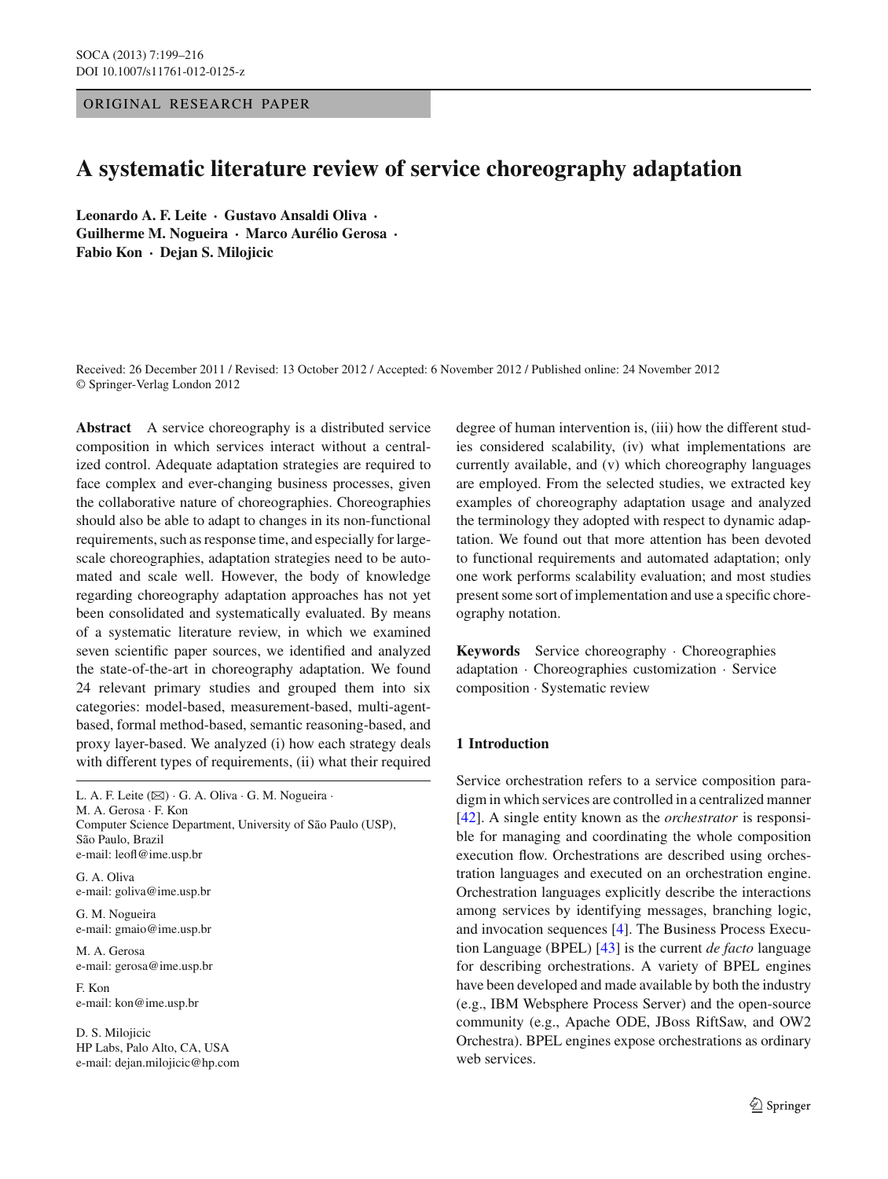ORIGINAL RESEARCH PAPER

# A systematic literature review of service choreography adaptation

**Leonardo A. F. Leite · Gustavo Ansaldi Oliva · Guilherme M. Nogueira · Marco Aurélio Gerosa · Fabio Kon · Dejan S. Milojicic**

Received: 26 December 2011 / Revised: 13 October 2012 / Accepted: 6 November 2012 / Published online: 24 November 2012
© Springer-Verlag London 2012

**Abstract** A service choreography is a distributed service composition in which services interact without a centralized control. Adequate adaptation strategies are required to face complex and ever-changing business processes, given the collaborative nature of choreographies. Choreographies should also be able to adapt to changes in its non-functional requirements, such as response time, and especially for large-scale choreographies, adaptation strategies need to be automated and scale well. However, the body of knowledge regarding choreography adaptation approaches has not yet been consolidated and systematically evaluated. By means of a systematic literature review, in which we examined seven scientific paper sources, we identified and analyzed the state-of-the-art in choreography adaptation. We found 24 relevant primary studies and grouped them into six categories: model-based, measurement-based, multi-agent-based, formal method-based, semantic reasoning-based, and proxy layer-based. We analyzed (i) how each strategy deals with different types of requirements, (ii) what their required degree of human intervention is, (iii) how the different studies considered scalability, (iv) what implementations are currently available, and (v) which choreography languages are employed. From the selected studies, we extracted key examples of choreography adaptation usage and analyzed the terminology they adopted with respect to dynamic adaptation. We found out that more attention has been devoted to functional requirements and automated adaptation; only one work performs scalability evaluation; and most studies present some sort of implementation and use a specific choreography notation.

**Keywords** Service choreography · Choreographies adaptation · Choreographies customization · Service composition · Systematic review

L. A. F. Leite (✉) · G. A. Oliva · G. M. Nogueira · M. A. Gerosa · F. Kon
Computer Science Department, University of São Paulo (USP), São Paulo, Brazil
e-mail: leofl@ime.usp.br

G. A. Oliva
e-mail: goliva@ime.usp.br

G. M. Nogueira
e-mail: gmaio@ime.usp.br

M. A. Gerosa
e-mail: gerosa@ime.usp.br

F. Kon
e-mail: kon@ime.usp.br

D. S. Milojicic
HP Labs, Palo Alto, CA, USA
e-mail: dejan.milojicic@hp.com

## 1 Introduction

Service orchestration refers to a service composition paradigm in which services are controlled in a centralized manner [42]. A single entity known as the *orchestrator* is responsible for managing and coordinating the whole composition execution flow. Orchestrations are described using orchestration languages and executed on an orchestration engine. Orchestration languages explicitly describe the interactions among services by identifying messages, branching logic, and invocation sequences [4]. The Business Process Execution Language (BPEL) [43] is the current *de facto* language for describing orchestrations. A variety of BPEL engines have been developed and made available by both the industry (e.g., IBM Websphere Process Server) and the open-source community (e.g., Apache ODE, JBoss RiftSaw, and OW2 Orchestra). BPEL engines expose orchestrations as ordinary web services.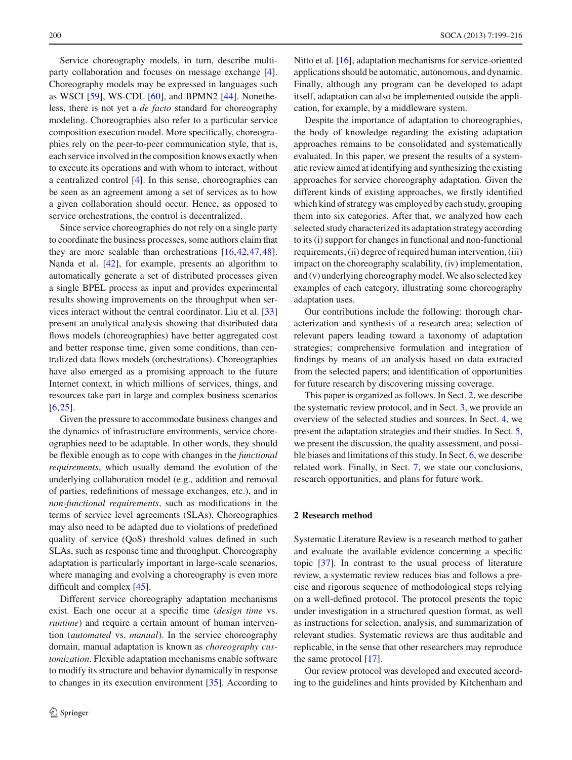Service choreography models, in turn, describe multi-party collaboration and focuses on message exchange [4]. Choreography models may be expressed in languages such as WSCI [59], WS-CDL [60], and BPMN2 [44]. Nonetheless, there is not yet a *de facto* standard for choreography modeling. Choreographies also refer to a particular service composition execution model. More specifically, choreographies rely on the peer-to-peer communication style, that is, each service involved in the composition knows exactly when to execute its operations and with whom to interact, without a centralized control [4]. In this sense, choreographies can be seen as an agreement among a set of services as to how a given collaboration should occur. Hence, as opposed to service orchestrations, the control is decentralized.

Since service choreographies do not rely on a single party to coordinate the business processes, some authors claim that they are more scalable than orchestrations [16,42,47,48]. Nanda et al. [42], for example, presents an algorithm to automatically generate a set of distributed processes given a single BPEL process as input and provides experimental results showing improvements on the throughput when services interact without the central coordinator. Liu et al. [33] present an analytical analysis showing that distributed data flows models (choreographies) have better aggregated cost and better response time, given some conditions, than centralized data flows models (orchestrations). Choreographies have also emerged as a promising approach to the future Internet context, in which millions of services, things, and resources take part in large and complex business scenarios [6,25].

Given the pressure to accommodate business changes and the dynamics of infrastructure environments, service choreographies need to be adaptable. In other words, they should be flexible enough as to cope with changes in the *functional requirements*, which usually demand the evolution of the underlying collaboration model (e.g., addition and removal of parties, redefinitions of message exchanges, etc.), and in *non-functional requirements*, such as modifications in the terms of service level agreements (SLAs). Choreographies may also need to be adapted due to violations of predefined quality of service (QoS) threshold values defined in such SLAs, such as response time and throughput. Choreography adaptation is particularly important in large-scale scenarios, where managing and evolving a choreography is even more difficult and complex [45].

Different service choreography adaptation mechanisms exist. Each one occur at a specific time (*design time* vs. *runtime*) and require a certain amount of human intervention (*automated* vs. *manual*). In the service choreography domain, manual adaptation is known as *choreography customization*. Flexible adaptation mechanisms enable software to modify its structure and behavior dynamically in response to changes in its execution environment [35]. According to Nitto et al. [16], adaptation mechanisms for service-oriented applications should be automatic, autonomous, and dynamic. Finally, although any program can be developed to adapt itself, adaptation can also be implemented outside the application, for example, by a middleware system.

Despite the importance of adaptation to choreographies, the body of knowledge regarding the existing adaptation approaches remains to be consolidated and systematically evaluated. In this paper, we present the results of a systematic review aimed at identifying and synthesizing the existing approaches for service choreography adaptation. Given the different kinds of existing approaches, we firstly identified which kind of strategy was employed by each study, grouping them into six categories. After that, we analyzed how each selected study characterized its adaptation strategy according to its (i) support for changes in functional and non-functional requirements, (ii) degree of required human intervention, (iii) impact on the choreography scalability, (iv) implementation, and (v) underlying choreography model. We also selected key examples of each category, illustrating some choreography adaptation uses.

Our contributions include the following: thorough characterization and synthesis of a research area; selection of relevant papers leading toward a taxonomy of adaptation strategies; comprehensive formulation and integration of findings by means of an analysis based on data extracted from the selected papers; and identification of opportunities for future research by discovering missing coverage.

This paper is organized as follows. In Sect. 2, we describe the systematic review protocol, and in Sect. 3, we provide an overview of the selected studies and sources. In Sect. 4, we present the adaptation strategies and their studies. In Sect. 5, we present the discussion, the quality assessment, and possible biases and limitations of this study. In Sect. 6, we describe related work. Finally, in Sect. 7, we state our conclusions, research opportunities, and plans for future work.

## 2 Research method

Systematic Literature Review is a research method to gather and evaluate the available evidence concerning a specific topic [37]. In contrast to the usual process of literature review, a systematic review reduces bias and follows a precise and rigorous sequence of methodological steps relying on a well-defined protocol. The protocol presents the topic under investigation in a structured question format, as well as instructions for selection, analysis, and summarization of relevant studies. Systematic reviews are thus auditable and replicable, in the sense that other researchers may reproduce the same protocol [17].

Our review protocol was developed and executed according to the guidelines and hints provided by Kitchenham and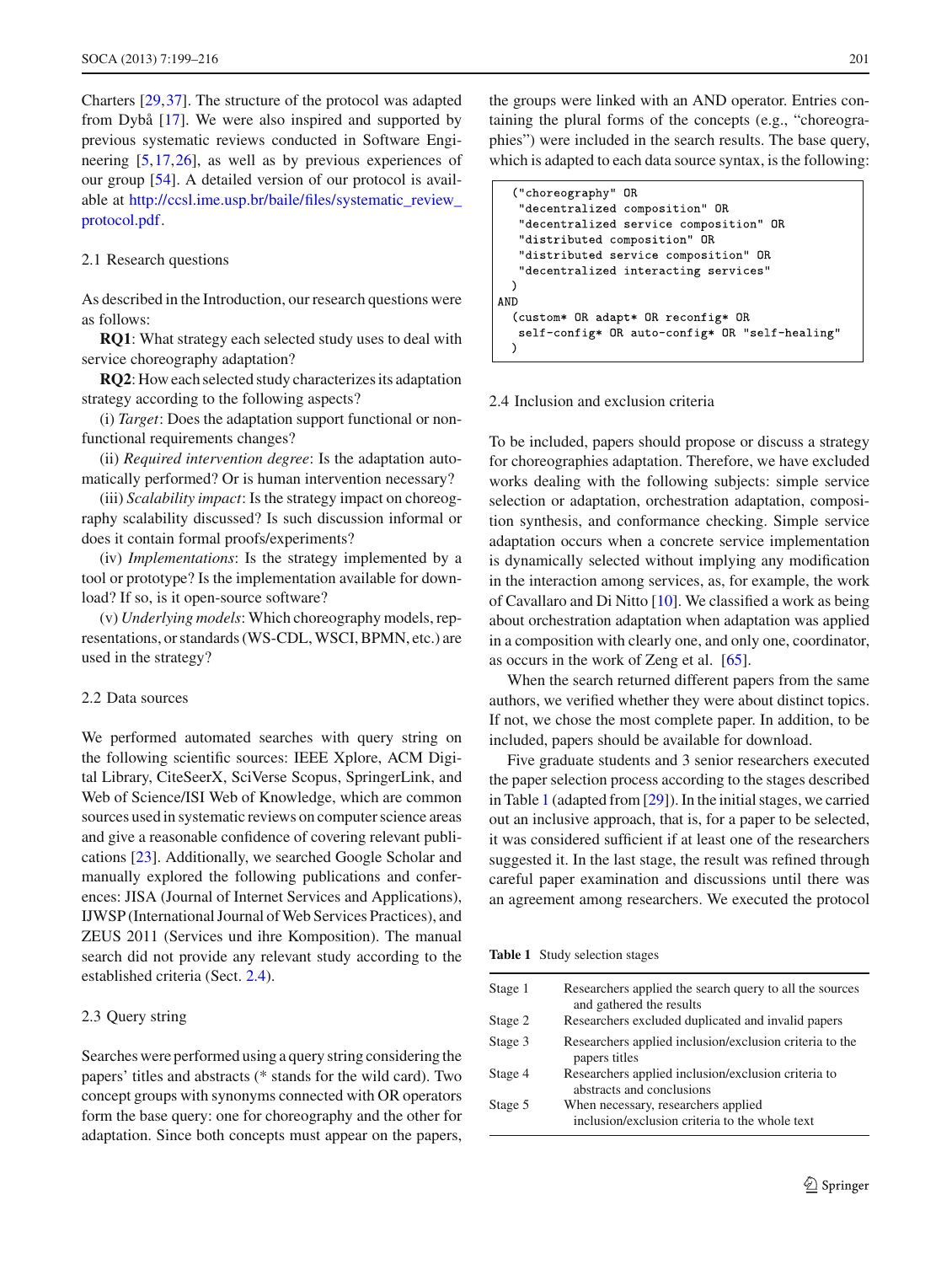Charters [29,37]. The structure of the protocol was adapted from Dybå [17]. We were also inspired and supported by previous systematic reviews conducted in Software Engineering [5,17,26], as well as by previous experiences of our group [54]. A detailed version of our protocol is available at http://ccsl.ime.usp.br/baile/files/systematic_review_protocol.pdf.

## 2.1 Research questions

As described in the Introduction, our research questions were as follows:

**RQ1**: What strategy each selected study uses to deal with service choreography adaptation?

**RQ2**: How each selected study characterizes its adaptation strategy according to the following aspects?

(i) *Target*: Does the adaptation support functional or non-functional requirements changes?

(ii) *Required intervention degree*: Is the adaptation automatically performed? Or is human intervention necessary?

(iii) *Scalability impact*: Is the strategy impact on choreography scalability discussed? Is such discussion informal or does it contain formal proofs/experiments?

(iv) *Implementations*: Is the strategy implemented by a tool or prototype? Is the implementation available for download? If so, is it open-source software?

(v) *Underlying models*: Which choreography models, representations, or standards (WS-CDL, WSCI, BPMN, etc.) are used in the strategy?

## 2.2 Data sources

We performed automated searches with query string on the following scientific sources: IEEE Xplore, ACM Digital Library, CiteSeerX, SciVerse Scopus, SpringerLink, and Web of Science/ISI Web of Knowledge, which are common sources used in systematic reviews on computer science areas and give a reasonable confidence of covering relevant publications [23]. Additionally, we searched Google Scholar and manually explored the following publications and conferences: JISA (Journal of Internet Services and Applications), IJWSP (International Journal of Web Services Practices), and ZEUS 2011 (Services und ihre Komposition). The manual search did not provide any relevant study according to the established criteria (Sect. 2.4).

## 2.3 Query string

Searches were performed using a query string considering the papers' titles and abstracts (* stands for the wild card). Two concept groups with synonyms connected with OR operators form the base query: one for choreography and the other for adaptation. Since both concepts must appear on the papers, the groups were linked with an AND operator. Entries containing the plural forms of the concepts (e.g., "choreographies") were included in the search results. The base query, which is adapted to each data source syntax, is the following:

```
  ("choreography" OR
   "decentralized composition" OR
   "decentralized service composition" OR
   "distributed composition" OR
   "distributed service composition" OR
   "decentralized interacting services"
  )
AND
  (custom* OR adapt* OR reconfig* OR
   self-config* OR auto-config* OR "self-healing"
  )
```

## 2.4 Inclusion and exclusion criteria

To be included, papers should propose or discuss a strategy for choreographies adaptation. Therefore, we have excluded works dealing with the following subjects: simple service selection or adaptation, orchestration adaptation, composition synthesis, and conformance checking. Simple service adaptation occurs when a concrete service implementation is dynamically selected without implying any modification in the interaction among services, as, for example, the work of Cavallaro and Di Nitto [10]. We classified a work as being about orchestration adaptation when adaptation was applied in a composition with clearly one, and only one, coordinator, as occurs in the work of Zeng et al. [65].

When the search returned different papers from the same authors, we verified whether they were about distinct topics. If not, we chose the most complete paper. In addition, to be included, papers should be available for download.

Five graduate students and 3 senior researchers executed the paper selection process according to the stages described in Table 1 (adapted from [29]). In the initial stages, we carried out an inclusive approach, that is, for a paper to be selected, it was considered sufficient if at least one of the researchers suggested it. In the last stage, the result was refined through careful paper examination and discussions until there was an agreement among researchers. We executed the protocol

**Table 1** Study selection stages

| | |
|---|---|
| Stage 1 | Researchers applied the search query to all the sources and gathered the results |
| Stage 2 | Researchers excluded duplicated and invalid papers |
| Stage 3 | Researchers applied inclusion/exclusion criteria to the papers titles |
| Stage 4 | Researchers applied inclusion/exclusion criteria to abstracts and conclusions |
| Stage 5 | When necessary, researchers applied inclusion/exclusion criteria to the whole text |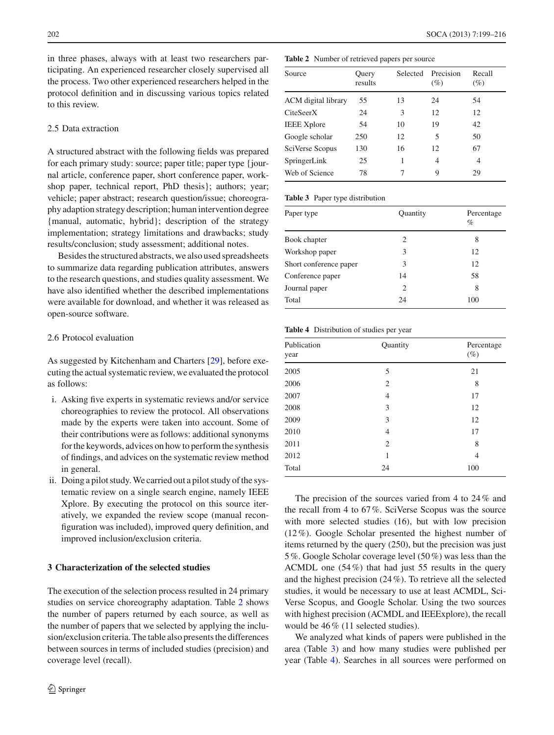in three phases, always with at least two researchers participating. An experienced researcher closely supervised all the process. Two other experienced researchers helped in the protocol definition and in discussing various topics related to this review.

### 2.5 Data extraction

A structured abstract with the following fields was prepared for each primary study: source; paper title; paper type {journal article, conference paper, short conference paper, workshop paper, technical report, PhD thesis}; authors; year; vehicle; paper abstract; research question/issue; choreography adaption strategy description; human intervention degree {manual, automatic, hybrid}; description of the strategy implementation; strategy limitations and drawbacks; study results/conclusion; study assessment; additional notes.

Besides the structured abstracts, we also used spreadsheets to summarize data regarding publication attributes, answers to the research questions, and studies quality assessment. We have also identified whether the described implementations were available for download, and whether it was released as open-source software.

### 2.6 Protocol evaluation

As suggested by Kitchenham and Charters [29], before executing the actual systematic review, we evaluated the protocol as follows:

i. Asking five experts in systematic reviews and/or service choreographies to review the protocol. All observations made by the experts were taken into account. Some of their contributions were as follows: additional synonyms for the keywords, advices on how to perform the synthesis of findings, and advices on the systematic review method in general.
ii. Doing a pilot study. We carried out a pilot study of the systematic review on a single search engine, namely IEEE Xplore. By executing the protocol on this source iteratively, we expanded the review scope (manual reconfiguration was included), improved query definition, and improved inclusion/exclusion criteria.

## 3 Characterization of the selected studies

The execution of the selection process resulted in 24 primary studies on service choreography adaptation. Table 2 shows the number of papers returned by each source, as well as the number of papers that we selected by applying the inclusion/exclusion criteria. The table also presents the differences between sources in terms of included studies (precision) and coverage level (recall).

**Table 2** Number of retrieved papers per source

| Source | Query results | Selected | Precision (%) | Recall (%) |
|---|---|---|---|---|
| ACM digital library | 55 | 13 | 24 | 54 |
| CiteSeerX | 24 | 3 | 12 | 12 |
| IEEE Xplore | 54 | 10 | 19 | 42 |
| Google scholar | 250 | 12 | 5 | 50 |
| SciVerse Scopus | 130 | 16 | 12 | 67 |
| SpringerLink | 25 | 1 | 4 | 4 |
| Web of Science | 78 | 7 | 9 | 29 |

**Table 3** Paper type distribution

| Paper type | Quantity | Percentage % |
|---|---|---|
| Book chapter | 2 | 8 |
| Workshop paper | 3 | 12 |
| Short conference paper | 3 | 12 |
| Conference paper | 14 | 58 |
| Journal paper | 2 | 8 |
| Total | 24 | 100 |

**Table 4** Distribution of studies per year

| Publication year | Quantity | Percentage (%) |
|---|---|---|
| 2005 | 5 | 21 |
| 2006 | 2 | 8 |
| 2007 | 4 | 17 |
| 2008 | 3 | 12 |
| 2009 | 3 | 12 |
| 2010 | 4 | 17 |
| 2011 | 2 | 8 |
| 2012 | 1 | 4 |
| Total | 24 | 100 |

The precision of the sources varied from 4 to 24 % and the recall from 4 to 67 %. SciVerse Scopus was the source with more selected studies (16), but with low precision (12 %). Google Scholar presented the highest number of items returned by the query (250), but the precision was just 5 %. Google Scholar coverage level (50 %) was less than the ACMDL one (54 %) that had just 55 results in the query and the highest precision (24 %). To retrieve all the selected studies, it would be necessary to use at least ACMDL, SciVerse Scopus, and Google Scholar. Using the two sources with highest precision (ACMDL and IEEExplore), the recall would be 46 % (11 selected studies).

We analyzed what kinds of papers were published in the area (Table 3) and how many studies were published per year (Table 4). Searches in all sources were performed on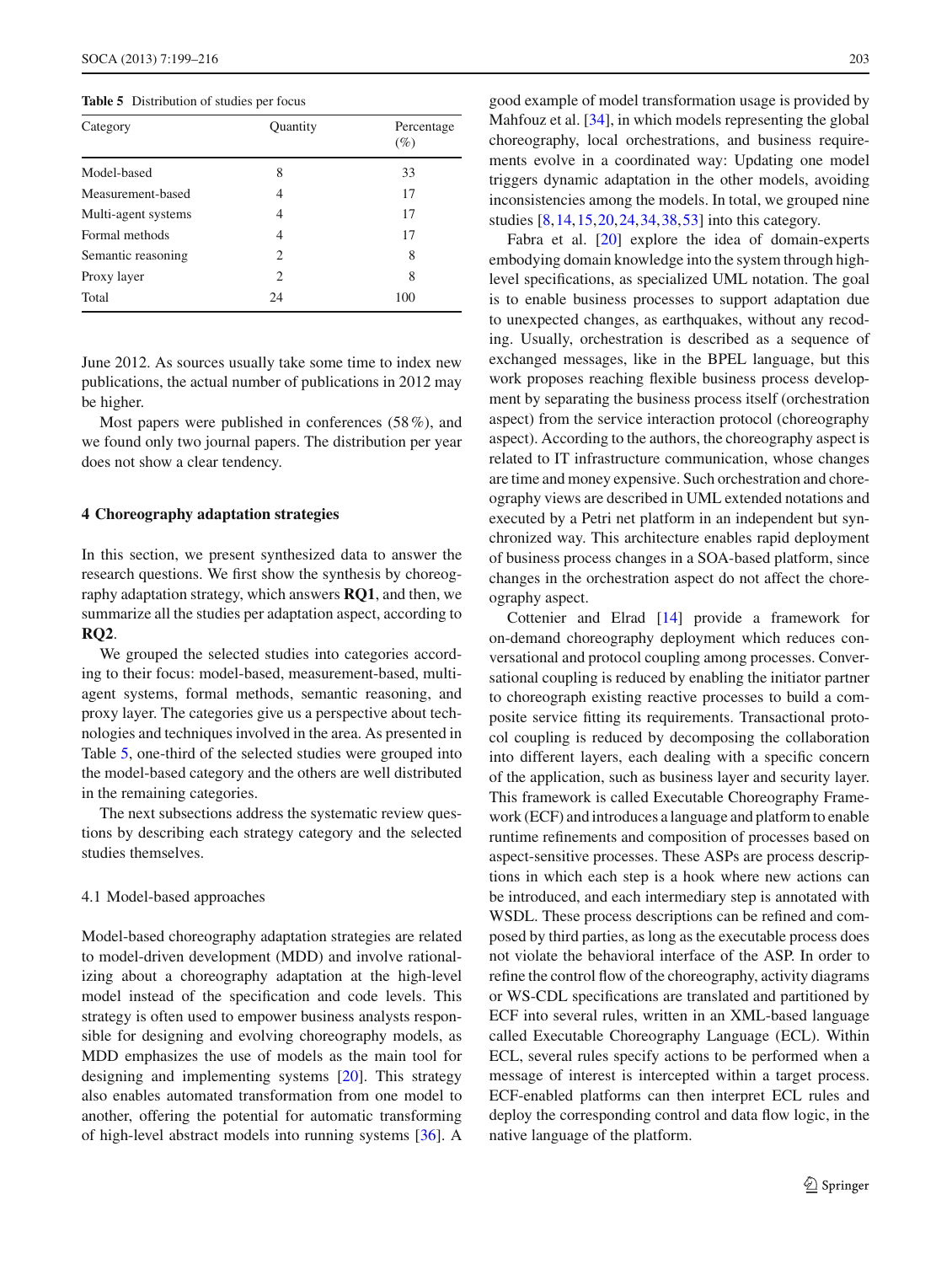**Table 5** Distribution of studies per focus

| Category | Quantity | Percentage (%) |
|---|---|---|
| Model-based | 8 | 33 |
| Measurement-based | 4 | 17 |
| Multi-agent systems | 4 | 17 |
| Formal methods | 4 | 17 |
| Semantic reasoning | 2 | 8 |
| Proxy layer | 2 | 8 |
| Total | 24 | 100 |

June 2012. As sources usually take some time to index new publications, the actual number of publications in 2012 may be higher.

Most papers were published in conferences (58 %), and we found only two journal papers. The distribution per year does not show a clear tendency.

## 4 Choreography adaptation strategies

In this section, we present synthesized data to answer the research questions. We first show the synthesis by choreography adaptation strategy, which answers **RQ1**, and then, we summarize all the studies per adaptation aspect, according to **RQ2**.

We grouped the selected studies into categories according to their focus: model-based, measurement-based, multi-agent systems, formal methods, semantic reasoning, and proxy layer. The categories give us a perspective about technologies and techniques involved in the area. As presented in Table 5, one-third of the selected studies were grouped into the model-based category and the others are well distributed in the remaining categories.

The next subsections address the systematic review questions by describing each strategy category and the selected studies themselves.

### 4.1 Model-based approaches

Model-based choreography adaptation strategies are related to model-driven development (MDD) and involve rationalizing about a choreography adaptation at the high-level model instead of the specification and code levels. This strategy is often used to empower business analysts responsible for designing and evolving choreography models, as MDD emphasizes the use of models as the main tool for designing and implementing systems [20]. This strategy also enables automated transformation from one model to another, offering the potential for automatic transforming of high-level abstract models into running systems [36]. A good example of model transformation usage is provided by Mahfouz et al. [34], in which models representing the global choreography, local orchestrations, and business requirements evolve in a coordinated way: Updating one model triggers dynamic adaptation in the other models, avoiding inconsistencies among the models. In total, we grouped nine studies [8,14,15,20,24,34,38,53] into this category.

Fabra et al. [20] explore the idea of domain-experts embodying domain knowledge into the system through high-level specifications, as specialized UML notation. The goal is to enable business processes to support adaptation due to unexpected changes, as earthquakes, without any recoding. Usually, orchestration is described as a sequence of exchanged messages, like in the BPEL language, but this work proposes reaching flexible business process development by separating the business process itself (orchestration aspect) from the service interaction protocol (choreography aspect). According to the authors, the choreography aspect is related to IT infrastructure communication, whose changes are time and money expensive. Such orchestration and choreography views are described in UML extended notations and executed by a Petri net platform in an independent but synchronized way. This architecture enables rapid deployment of business process changes in a SOA-based platform, since changes in the orchestration aspect do not affect the choreography aspect.

Cottenier and Elrad [14] provide a framework for on-demand choreography deployment which reduces conversational and protocol coupling among processes. Conversational coupling is reduced by enabling the initiator partner to choreograph existing reactive processes to build a composite service fitting its requirements. Transactional protocol coupling is reduced by decomposing the collaboration into different layers, each dealing with a specific concern of the application, such as business layer and security layer. This framework is called Executable Choreography Framework (ECF) and introduces a language and platform to enable runtime refinements and composition of processes based on aspect-sensitive processes. These ASPs are process descriptions in which each step is a hook where new actions can be introduced, and each intermediary step is annotated with WSDL. These process descriptions can be refined and composed by third parties, as long as the executable process does not violate the behavioral interface of the ASP. In order to refine the control flow of the choreography, activity diagrams or WS-CDL specifications are translated and partitioned by ECF into several rules, written in an XML-based language called Executable Choreography Language (ECL). Within ECL, several rules specify actions to be performed when a message of interest is intercepted within a target process. ECF-enabled platforms can then interpret ECL rules and deploy the corresponding control and data flow logic, in the native language of the platform.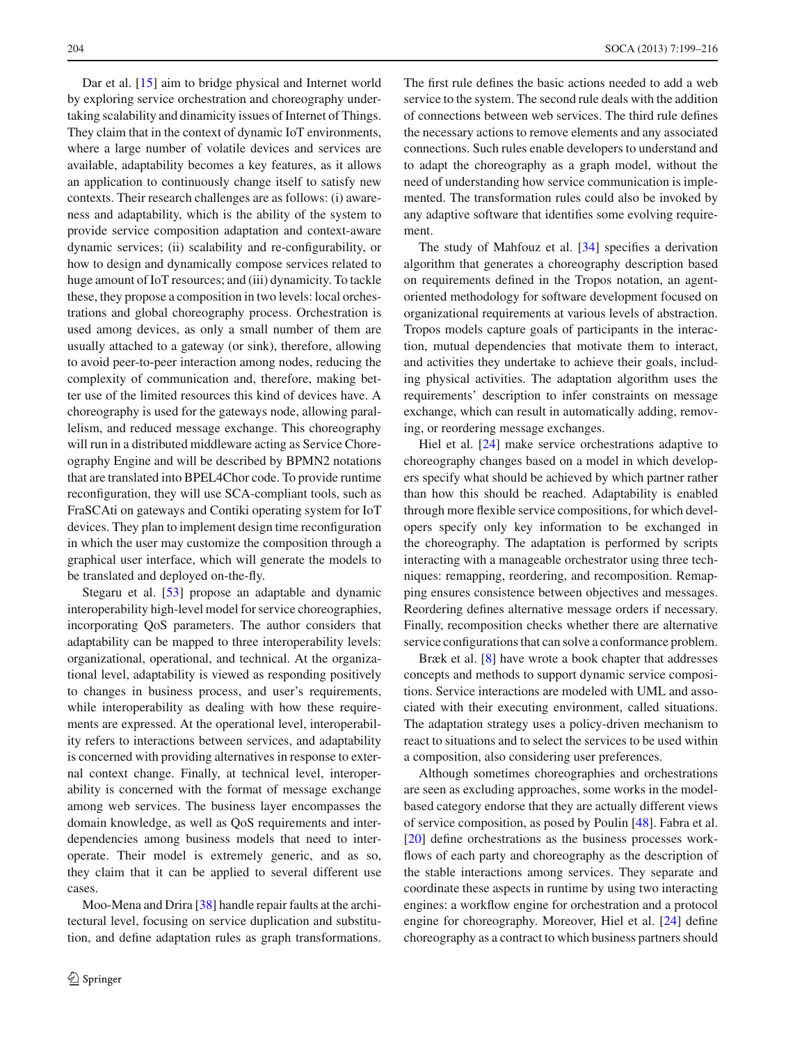Dar et al. [15] aim to bridge physical and Internet world by exploring service orchestration and choreography undertaking scalability and dinamicity issues of Internet of Things. They claim that in the context of dynamic IoT environments, where a large number of volatile devices and services are available, adaptability becomes a key features, as it allows an application to continuously change itself to satisfy new contexts. Their research challenges are as follows: (i) awareness and adaptability, which is the ability of the system to provide service composition adaptation and context-aware dynamic services; (ii) scalability and re-configurability, or how to design and dynamically compose services related to huge amount of IoT resources; and (iii) dynamicity. To tackle these, they propose a composition in two levels: local orchestrations and global choreography process. Orchestration is used among devices, as only a small number of them are usually attached to a gateway (or sink), therefore, allowing to avoid peer-to-peer interaction among nodes, reducing the complexity of communication and, therefore, making better use of the limited resources this kind of devices have. A choreography is used for the gateways node, allowing parallelism, and reduced message exchange. This choreography will run in a distributed middleware acting as Service Choreography Engine and will be described by BPMN2 notations that are translated into BPEL4Chor code. To provide runtime reconfiguration, they will use SCA-compliant tools, such as FraSCAti on gateways and Contiki operating system for IoT devices. They plan to implement design time reconfiguration in which the user may customize the composition through a graphical user interface, which will generate the models to be translated and deployed on-the-fly.

Stegaru et al. [53] propose an adaptable and dynamic interoperability high-level model for service choreographies, incorporating QoS parameters. The author considers that adaptability can be mapped to three interoperability levels: organizational, operational, and technical. At the organizational level, adaptability is viewed as responding positively to changes in business process, and user's requirements, while interoperability as dealing with how these requirements are expressed. At the operational level, interoperability refers to interactions between services, and adaptability is concerned with providing alternatives in response to external context change. Finally, at technical level, interoperability is concerned with the format of message exchange among web services. The business layer encompasses the domain knowledge, as well as QoS requirements and interdependencies among business models that need to interoperate. Their model is extremely generic, and as so, they claim that it can be applied to several different use cases.

Moo-Mena and Drira [38] handle repair faults at the architectural level, focusing on service duplication and substitution, and define adaptation rules as graph transformations. The first rule defines the basic actions needed to add a web service to the system. The second rule deals with the addition of connections between web services. The third rule defines the necessary actions to remove elements and any associated connections. Such rules enable developers to understand and to adapt the choreography as a graph model, without the need of understanding how service communication is implemented. The transformation rules could also be invoked by any adaptive software that identifies some evolving requirement.

The study of Mahfouz et al. [34] specifies a derivation algorithm that generates a choreography description based on requirements defined in the Tropos notation, an agent-oriented methodology for software development focused on organizational requirements at various levels of abstraction. Tropos models capture goals of participants in the interaction, mutual dependencies that motivate them to interact, and activities they undertake to achieve their goals, including physical activities. The adaptation algorithm uses the requirements' description to infer constraints on message exchange, which can result in automatically adding, removing, or reordering message exchanges.

Hiel et al. [24] make service orchestrations adaptive to choreography changes based on a model in which developers specify what should be achieved by which partner rather than how this should be reached. Adaptability is enabled through more flexible service compositions, for which developers specify only key information to be exchanged in the choreography. The adaptation is performed by scripts interacting with a manageable orchestrator using three techniques: remapping, reordering, and recomposition. Remapping ensures consistence between objectives and messages. Reordering defines alternative message orders if necessary. Finally, recomposition checks whether there are alternative service configurations that can solve a conformance problem.

Bræk et al. [8] have wrote a book chapter that addresses concepts and methods to support dynamic service compositions. Service interactions are modeled with UML and associated with their executing environment, called situations. The adaptation strategy uses a policy-driven mechanism to react to situations and to select the services to be used within a composition, also considering user preferences.

Although sometimes choreographies and orchestrations are seen as excluding approaches, some works in the model-based category endorse that they are actually different views of service composition, as posed by Poulin [48]. Fabra et al. [20] define orchestrations as the business processes workflows of each party and choreography as the description of the stable interactions among services. They separate and coordinate these aspects in runtime by using two interacting engines: a workflow engine for orchestration and a protocol engine for choreography. Moreover, Hiel et al. [24] define choreography as a contract to which business partners should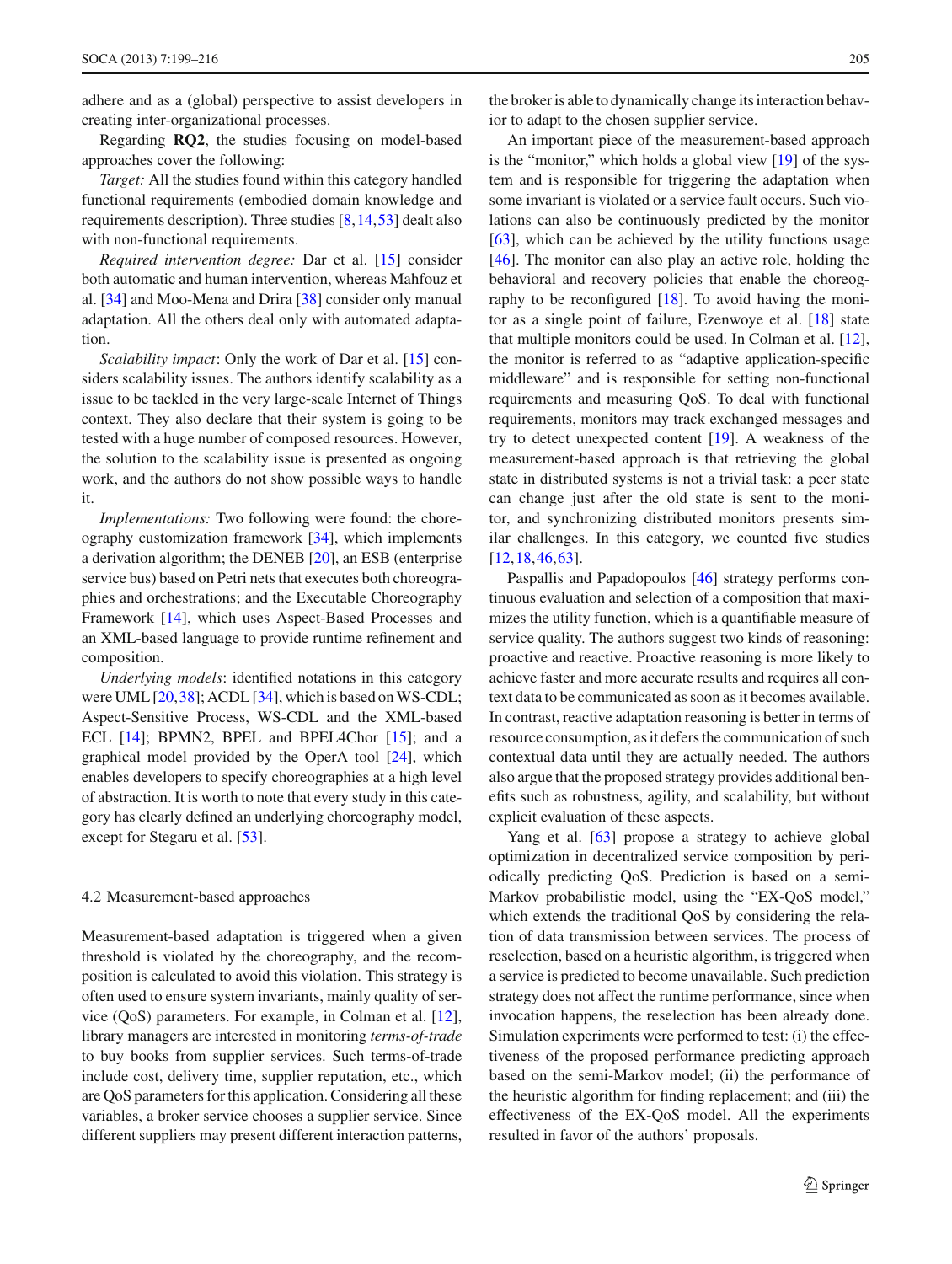adhere and as a (global) perspective to assist developers in creating inter-organizational processes.

Regarding **RQ2**, the studies focusing on model-based approaches cover the following:

*Target:* All the studies found within this category handled functional requirements (embodied domain knowledge and requirements description). Three studies [8,14,53] dealt also with non-functional requirements.

*Required intervention degree:* Dar et al. [15] consider both automatic and human intervention, whereas Mahfouz et al. [34] and Moo-Mena and Drira [38] consider only manual adaptation. All the others deal only with automated adaptation.

*Scalability impact*: Only the work of Dar et al. [15] considers scalability issues. The authors identify scalability as a issue to be tackled in the very large-scale Internet of Things context. They also declare that their system is going to be tested with a huge number of composed resources. However, the solution to the scalability issue is presented as ongoing work, and the authors do not show possible ways to handle it.

*Implementations:* Two following were found: the choreography customization framework [34], which implements a derivation algorithm; the DENEB [20], an ESB (enterprise service bus) based on Petri nets that executes both choreographies and orchestrations; and the Executable Choreography Framework [14], which uses Aspect-Based Processes and an XML-based language to provide runtime refinement and composition.

*Underlying models*: identified notations in this category were UML [20,38]; ACDL [34], which is based on WS-CDL; Aspect-Sensitive Process, WS-CDL and the XML-based ECL [14]; BPMN2, BPEL and BPEL4Chor [15]; and a graphical model provided by the OperA tool [24], which enables developers to specify choreographies at a high level of abstraction. It is worth to note that every study in this category has clearly defined an underlying choreography model, except for Stegaru et al. [53].

### 4.2 Measurement-based approaches

Measurement-based adaptation is triggered when a given threshold is violated by the choreography, and the recomposition is calculated to avoid this violation. This strategy is often used to ensure system invariants, mainly quality of service (QoS) parameters. For example, in Colman et al. [12], library managers are interested in monitoring *terms-of-trade* to buy books from supplier services. Such terms-of-trade include cost, delivery time, supplier reputation, etc., which are QoS parameters for this application. Considering all these variables, a broker service chooses a supplier service. Since different suppliers may present different interaction patterns, the broker is able to dynamically change its interaction behavior to adapt to the chosen supplier service.

An important piece of the measurement-based approach is the "monitor," which holds a global view [19] of the system and is responsible for triggering the adaptation when some invariant is violated or a service fault occurs. Such violations can also be continuously predicted by the monitor [63], which can be achieved by the utility functions usage [46]. The monitor can also play an active role, holding the behavioral and recovery policies that enable the choreography to be reconfigured [18]. To avoid having the monitor as a single point of failure, Ezenwoye et al. [18] state that multiple monitors could be used. In Colman et al. [12], the monitor is referred to as "adaptive application-specific middleware" and is responsible for setting non-functional requirements and measuring QoS. To deal with functional requirements, monitors may track exchanged messages and try to detect unexpected content [19]. A weakness of the measurement-based approach is that retrieving the global state in distributed systems is not a trivial task: a peer state can change just after the old state is sent to the monitor, and synchronizing distributed monitors presents similar challenges. In this category, we counted five studies [12,18,46,63].

Paspallis and Papadopoulos [46] strategy performs continuous evaluation and selection of a composition that maximizes the utility function, which is a quantifiable measure of service quality. The authors suggest two kinds of reasoning: proactive and reactive. Proactive reasoning is more likely to achieve faster and more accurate results and requires all context data to be communicated as soon as it becomes available. In contrast, reactive adaptation reasoning is better in terms of resource consumption, as it defers the communication of such contextual data until they are actually needed. The authors also argue that the proposed strategy provides additional benefits such as robustness, agility, and scalability, but without explicit evaluation of these aspects.

Yang et al. [63] propose a strategy to achieve global optimization in decentralized service composition by periodically predicting QoS. Prediction is based on a semi-Markov probabilistic model, using the "EX-QoS model," which extends the traditional QoS by considering the relation of data transmission between services. The process of reselection, based on a heuristic algorithm, is triggered when a service is predicted to become unavailable. Such prediction strategy does not affect the runtime performance, since when invocation happens, the reselection has been already done. Simulation experiments were performed to test: (i) the effectiveness of the proposed performance predicting approach based on the semi-Markov model; (ii) the performance of the heuristic algorithm for finding replacement; and (iii) the effectiveness of the EX-QoS model. All the experiments resulted in favor of the authors' proposals.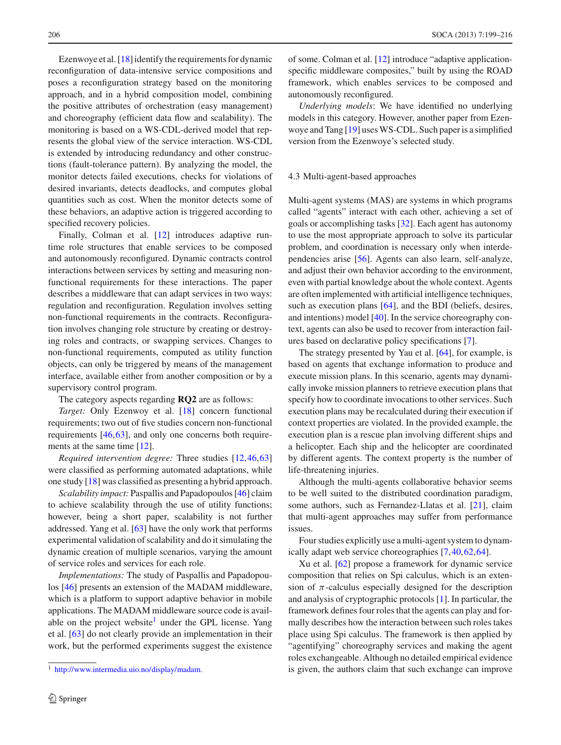Ezenwoye et al. [18] identify the requirements for dynamic reconfiguration of data-intensive service compositions and poses a reconfiguration strategy based on the monitoring approach, and in a hybrid composition model, combining the positive attributes of orchestration (easy management) and choreography (efficient data flow and scalability). The monitoring is based on a WS-CDL-derived model that represents the global view of the service interaction. WS-CDL is extended by introducing redundancy and other constructions (fault-tolerance pattern). By analyzing the model, the monitor detects failed executions, checks for violations of desired invariants, detects deadlocks, and computes global quantities such as cost. When the monitor detects some of these behaviors, an adaptive action is triggered according to specified recovery policies.

Finally, Colman et al. [12] introduces adaptive runtime role structures that enable services to be composed and autonomously reconfigured. Dynamic contracts control interactions between services by setting and measuring non-functional requirements for these interactions. The paper describes a middleware that can adapt services in two ways: regulation and reconfiguration. Regulation involves setting non-functional requirements in the contracts. Reconfiguration involves changing role structure by creating or destroying roles and contracts, or swapping services. Changes to non-functional requirements, computed as utility function objects, can only be triggered by means of the management interface, available either from another composition or by a supervisory control program.

The category aspects regarding **RQ2** are as follows:

*Target:* Only Ezenwoy et al. [18] concern functional requirements; two out of five studies concern non-functional requirements [46,63], and only one concerns both requirements at the same time [12].

*Required intervention degree:* Three studies [12,46,63] were classified as performing automated adaptations, while one study [18] was classified as presenting a hybrid approach.

*Scalability impact:* Paspallis and Papadopoulos [46] claim to achieve scalability through the use of utility functions; however, being a short paper, scalability is not further addressed. Yang et al. [63] have the only work that performs experimental validation of scalability and do it simulating the dynamic creation of multiple scenarios, varying the amount of service roles and services for each role.

*Implementations:* The study of Paspallis and Papadopoulos [46] presents an extension of the MADAM middleware, which is a platform to support adaptive behavior in mobile applications. The MADAM middleware source code is available on the project website[1] under the GPL license. Yang et al. [63] do not clearly provide an implementation in their work, but the performed experiments suggest the existence of some. Colman et al. [12] introduce "adaptive application-specific middleware composites," built by using the ROAD framework, which enables services to be composed and autonomously reconfigured.

*Underlying models*: We have identified no underlying models in this category. However, another paper from Ezenwoye and Tang [19] uses WS-CDL. Such paper is a simplified version from the Ezenwoye's selected study.

[1] http://www.intermedia.uio.no/display/madam.

### 4.3 Multi-agent-based approaches

Multi-agent systems (MAS) are systems in which programs called "agents" interact with each other, achieving a set of goals or accomplishing tasks [32]. Each agent has autonomy to use the most appropriate approach to solve its particular problem, and coordination is necessary only when interdependencies arise [56]. Agents can also learn, self-analyze, and adjust their own behavior according to the environment, even with partial knowledge about the whole context. Agents are often implemented with artificial intelligence techniques, such as execution plans [64], and the BDI (beliefs, desires, and intentions) model [40]. In the service choreography context, agents can also be used to recover from interaction failures based on declarative policy specifications [7].

The strategy presented by Yau et al. [64], for example, is based on agents that exchange information to produce and execute mission plans. In this scenario, agents may dynamically invoke mission planners to retrieve execution plans that specify how to coordinate invocations to other services. Such execution plans may be recalculated during their execution if context properties are violated. In the provided example, the execution plan is a rescue plan involving different ships and a helicopter. Each ship and the helicopter are coordinated by different agents. The context property is the number of life-threatening injuries.

Although the multi-agents collaborative behavior seems to be well suited to the distributed coordination paradigm, some authors, such as Fernandez-Llatas et al. [21], claim that multi-agent approaches may suffer from performance issues.

Four studies explicitly use a multi-agent system to dynamically adapt web service choreographies [7,40,62,64].

Xu et al. [62] propose a framework for dynamic service composition that relies on Spi calculus, which is an extension of $\pi$-calculus especially designed for the description and analysis of cryptographic protocols [1]. In particular, the framework defines four roles that the agents can play and formally describes how the interaction between such roles takes place using Spi calculus. The framework is then applied by "agentifying" choreography services and making the agent roles exchangeable. Although no detailed empirical evidence is given, the authors claim that such exchange can improve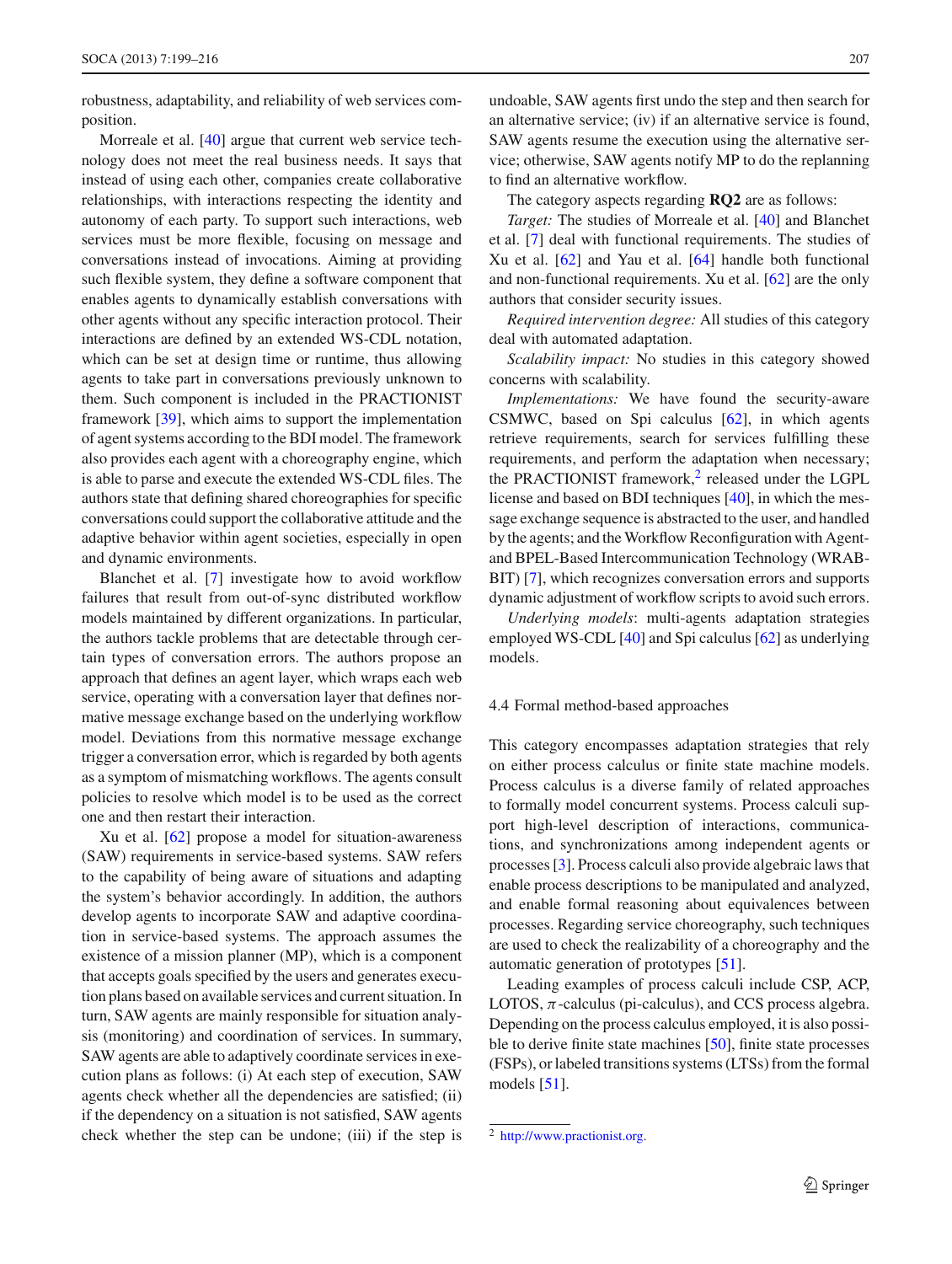robustness, adaptability, and reliability of web services composition.

Morreale et al. [40] argue that current web service technology does not meet the real business needs. It says that instead of using each other, companies create collaborative relationships, with interactions respecting the identity and autonomy of each party. To support such interactions, web services must be more flexible, focusing on message and conversations instead of invocations. Aiming at providing such flexible system, they define a software component that enables agents to dynamically establish conversations with other agents without any specific interaction protocol. Their interactions are defined by an extended WS-CDL notation, which can be set at design time or runtime, thus allowing agents to take part in conversations previously unknown to them. Such component is included in the PRACTIONIST framework [39], which aims to support the implementation of agent systems according to the BDI model. The framework also provides each agent with a choreography engine, which is able to parse and execute the extended WS-CDL files. The authors state that defining shared choreographies for specific conversations could support the collaborative attitude and the adaptive behavior within agent societies, especially in open and dynamic environments.

Blanchet et al. [7] investigate how to avoid workflow failures that result from out-of-sync distributed workflow models maintained by different organizations. In particular, the authors tackle problems that are detectable through certain types of conversation errors. The authors propose an approach that defines an agent layer, which wraps each web service, operating with a conversation layer that defines normative message exchange based on the underlying workflow model. Deviations from this normative message exchange trigger a conversation error, which is regarded by both agents as a symptom of mismatching workflows. The agents consult policies to resolve which model is to be used as the correct one and then restart their interaction.

Xu et al. [62] propose a model for situation-awareness (SAW) requirements in service-based systems. SAW refers to the capability of being aware of situations and adapting the system's behavior accordingly. In addition, the authors develop agents to incorporate SAW and adaptive coordination in service-based systems. The approach assumes the existence of a mission planner (MP), which is a component that accepts goals specified by the users and generates execution plans based on available services and current situation. In turn, SAW agents are mainly responsible for situation analysis (monitoring) and coordination of services. In summary, SAW agents are able to adaptively coordinate services in execution plans as follows: (i) At each step of execution, SAW agents check whether all the dependencies are satisfied; (ii) if the dependency on a situation is not satisfied, SAW agents check whether the step can be undone; (iii) if the step is undoable, SAW agents first undo the step and then search for an alternative service; (iv) if an alternative service is found, SAW agents resume the execution using the alternative service; otherwise, SAW agents notify MP to do the replanning to find an alternative workflow.

The category aspects regarding **RQ2** are as follows:

*Target:* The studies of Morreale et al. [40] and Blanchet et al. [7] deal with functional requirements. The studies of Xu et al. [62] and Yau et al. [64] handle both functional and non-functional requirements. Xu et al. [62] are the only authors that consider security issues.

*Required intervention degree:* All studies of this category deal with automated adaptation.

*Scalability impact:* No studies in this category showed concerns with scalability.

*Implementations:* We have found the security-aware CSMWC, based on Spi calculus [62], in which agents retrieve requirements, search for services fulfilling these requirements, and perform the adaptation when necessary; the PRACTIONIST framework,[2] released under the LGPL license and based on BDI techniques [40], in which the message exchange sequence is abstracted to the user, and handled by the agents; and the Workflow Reconfiguration with Agent- and BPEL-Based Intercommunication Technology (WRABBIT) [7], which recognizes conversation errors and supports dynamic adjustment of workflow scripts to avoid such errors.

*Underlying models*: multi-agents adaptation strategies employed WS-CDL [40] and Spi calculus [62] as underlying models.

### 4.4 Formal method-based approaches

This category encompasses adaptation strategies that rely on either process calculus or finite state machine models. Process calculus is a diverse family of related approaches to formally model concurrent systems. Process calculi support high-level description of interactions, communications, and synchronizations among independent agents or processes [3]. Process calculi also provide algebraic laws that enable process descriptions to be manipulated and analyzed, and enable formal reasoning about equivalences between processes. Regarding service choreography, such techniques are used to check the realizability of a choreography and the automatic generation of prototypes [51].

Leading examples of process calculi include CSP, ACP, LOTOS, $\pi$-calculus (pi-calculus), and CCS process algebra. Depending on the process calculus employed, it is also possible to derive finite state machines [50], finite state processes (FSPs), or labeled transitions systems (LTSs) from the formal models [51].

[2] http://www.practionist.org.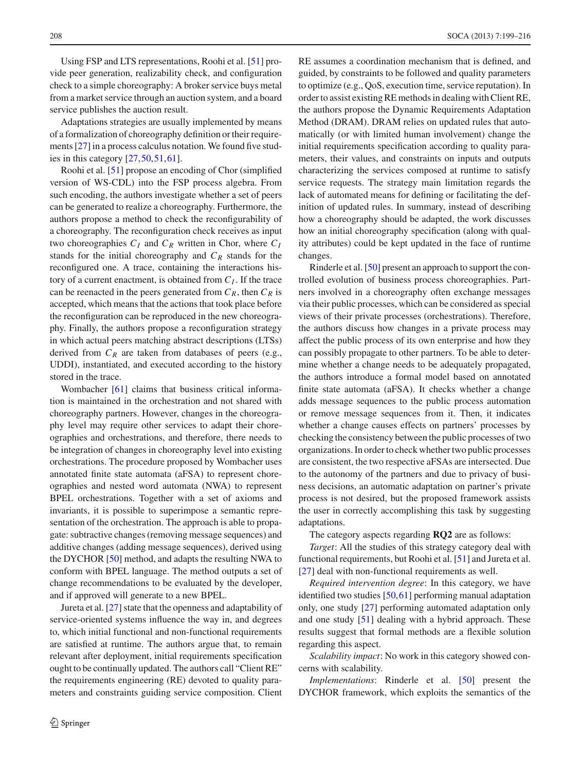Using FSP and LTS representations, Roohi et al. [51] provide peer generation, realizability check, and configuration check to a simple choreography: A broker service buys metal from a market service through an auction system, and a board service publishes the auction result.

Adaptations strategies are usually implemented by means of a formalization of choreography definition or their requirements [27] in a process calculus notation. We found five studies in this category [27,50,51,61].

Roohi et al. [51] propose an encoding of Chor (simplified version of WS-CDL) into the FSP process algebra. From such encoding, the authors investigate whether a set of peers can be generated to realize a choreography. Furthermore, the authors propose a method to check the reconfigurability of a choreography. The reconfiguration check receives as input two choreographies $C_I$ and $C_R$ written in Chor, where $C_I$ stands for the initial choreography and $C_R$ stands for the reconfigured one. A trace, containing the interactions history of a current enactment, is obtained from $C_I$. If the trace can be reenacted in the peers generated from $C_R$, then $C_R$ is accepted, which means that the actions that took place before the reconfiguration can be reproduced in the new choreography. Finally, the authors propose a reconfiguration strategy in which actual peers matching abstract descriptions (LTSs) derived from $C_R$ are taken from databases of peers (e.g., UDDI), instantiated, and executed according to the history stored in the trace.

Wombacher [61] claims that business critical information is maintained in the orchestration and not shared with choreography partners. However, changes in the choreography level may require other services to adapt their choreographies and orchestrations, and therefore, there needs to be integration of changes in choreography level into existing orchestrations. The procedure proposed by Wombacher uses annotated finite state automata (aFSA) to represent choreographies and nested word automata (NWA) to represent BPEL orchestrations. Together with a set of axioms and invariants, it is possible to superimpose a semantic representation of the orchestration. The approach is able to propagate: subtractive changes (removing message sequences) and additive changes (adding message sequences), derived using the DYCHOR [50] method, and adapts the resulting NWA to conform with BPEL language. The method outputs a set of change recommendations to be evaluated by the developer, and if approved will generate to a new BPEL.

Jureta et al. [27] state that the openness and adaptability of service-oriented systems influence the way in, and degrees to, which initial functional and non-functional requirements are satisfied at runtime. The authors argue that, to remain relevant after deployment, initial requirements specification ought to be continually updated. The authors call "Client RE" the requirements engineering (RE) devoted to quality parameters and constraints guiding service composition. Client RE assumes a coordination mechanism that is defined, and guided, by constraints to be followed and quality parameters to optimize (e.g., QoS, execution time, service reputation). In order to assist existing RE methods in dealing with Client RE, the authors propose the Dynamic Requirements Adaptation Method (DRAM). DRAM relies on updated rules that automatically (or with limited human involvement) change the initial requirements specification according to quality parameters, their values, and constraints on inputs and outputs characterizing the services composed at runtime to satisfy service requests. The strategy main limitation regards the lack of automated means for defining or facilitating the definition of updated rules. In summary, instead of describing how a choreography should be adapted, the work discusses how an initial choreography specification (along with quality attributes) could be kept updated in the face of runtime changes.

Rinderle et al. [50] present an approach to support the controlled evolution of business process choreographies. Partners involved in a choreography often exchange messages via their public processes, which can be considered as special views of their private processes (orchestrations). Therefore, the authors discuss how changes in a private process may affect the public process of its own enterprise and how they can possibly propagate to other partners. To be able to determine whether a change needs to be adequately propagated, the authors introduce a formal model based on annotated finite state automata (aFSA). It checks whether a change adds message sequences to the public process automation or remove message sequences from it. Then, it indicates whether a change causes effects on partners' processes by checking the consistency between the public processes of two organizations. In order to check whether two public processes are consistent, the two respective aFSAs are intersected. Due to the autonomy of the partners and due to privacy of business decisions, an automatic adaptation on partner's private process is not desired, but the proposed framework assists the user in correctly accomplishing this task by suggesting adaptations.

The category aspects regarding **RQ2** are as follows:

*Target*: All the studies of this strategy category deal with functional requirements, but Roohi et al. [51] and Jureta et al. [27] deal with non-functional requirements as well.

*Required intervention degree*: In this category, we have identified two studies [50,61] performing manual adaptation only, one study [27] performing automated adaptation only and one study [51] dealing with a hybrid approach. These results suggest that formal methods are a flexible solution regarding this aspect.

*Scalability impact*: No work in this category showed concerns with scalability.

*Implementations*: Rinderle et al. [50] present the DYCHOR framework, which exploits the semantics of the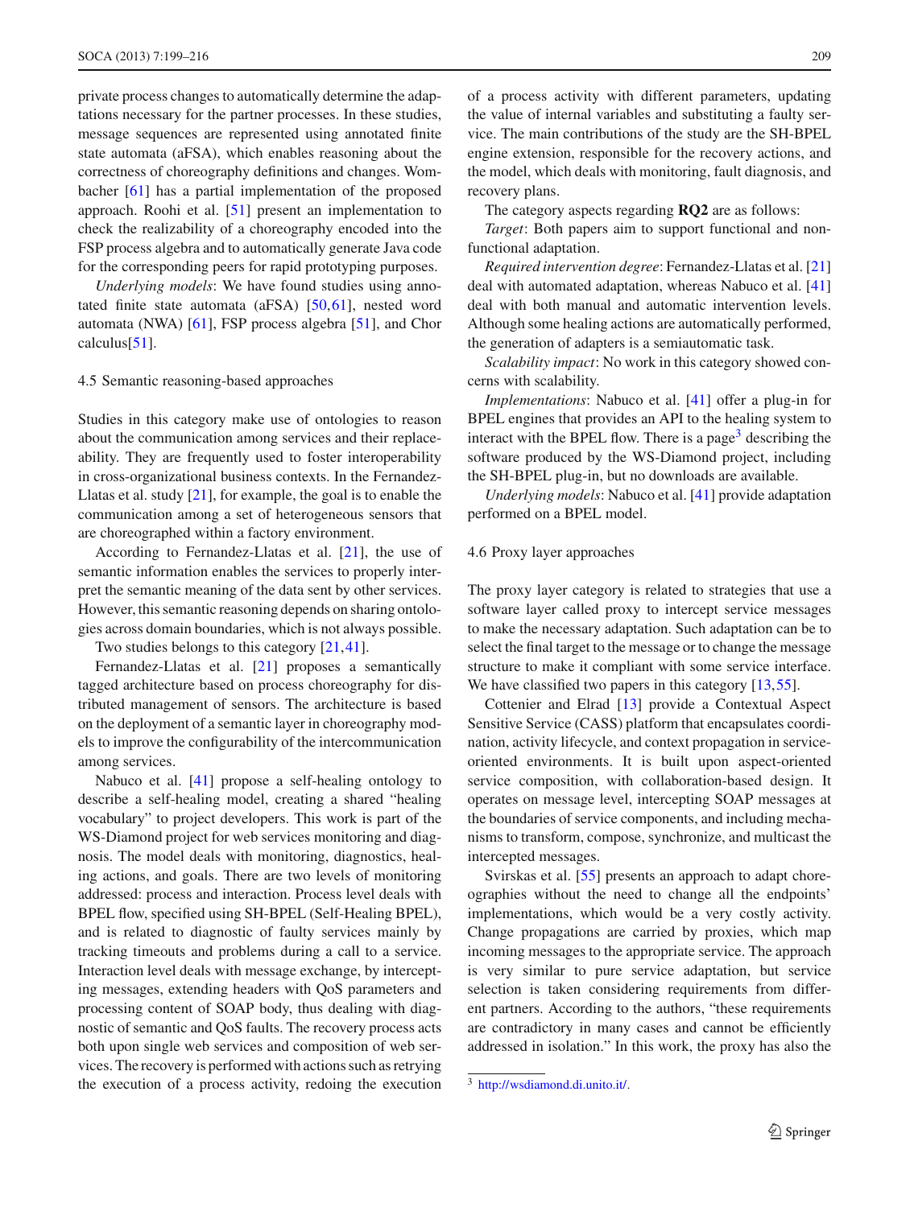private process changes to automatically determine the adaptations necessary for the partner processes. In these studies, message sequences are represented using annotated finite state automata (aFSA), which enables reasoning about the correctness of choreography definitions and changes. Wombacher [61] has a partial implementation of the proposed approach. Roohi et al. [51] present an implementation to check the realizability of a choreography encoded into the FSP process algebra and to automatically generate Java code for the corresponding peers for rapid prototyping purposes.

*Underlying models*: We have found studies using annotated finite state automata (aFSA) [50,61], nested word automata (NWA) [61], FSP process algebra [51], and Chor calculus[51].

### 4.5 Semantic reasoning-based approaches

Studies in this category make use of ontologies to reason about the communication among services and their replaceability. They are frequently used to foster interoperability in cross-organizational business contexts. In the Fernandez-Llatas et al. study [21], for example, the goal is to enable the communication among a set of heterogeneous sensors that are choreographed within a factory environment.

According to Fernandez-Llatas et al. [21], the use of semantic information enables the services to properly interpret the semantic meaning of the data sent by other services. However, this semantic reasoning depends on sharing ontologies across domain boundaries, which is not always possible.

Two studies belongs to this category [21,41].

Fernandez-Llatas et al. [21] proposes a semantically tagged architecture based on process choreography for distributed management of sensors. The architecture is based on the deployment of a semantic layer in choreography models to improve the configurability of the intercommunication among services.

Nabuco et al. [41] propose a self-healing ontology to describe a self-healing model, creating a shared "healing vocabulary" to project developers. This work is part of the WS-Diamond project for web services monitoring and diagnosis. The model deals with monitoring, diagnostics, healing actions, and goals. There are two levels of monitoring addressed: process and interaction. Process level deals with BPEL flow, specified using SH-BPEL (Self-Healing BPEL), and is related to diagnostic of faulty services mainly by tracking timeouts and problems during a call to a service. Interaction level deals with message exchange, by intercepting messages, extending headers with QoS parameters and processing content of SOAP body, thus dealing with diagnostic of semantic and QoS faults. The recovery process acts both upon single web services and composition of web services. The recovery is performed with actions such as retrying the execution of a process activity, redoing the execution of a process activity with different parameters, updating the value of internal variables and substituting a faulty service. The main contributions of the study are the SH-BPEL engine extension, responsible for the recovery actions, and the model, which deals with monitoring, fault diagnosis, and recovery plans.

The category aspects regarding **RQ2** are as follows:

*Target*: Both papers aim to support functional and non-functional adaptation.

*Required intervention degree*: Fernandez-Llatas et al. [21] deal with automated adaptation, whereas Nabuco et al. [41] deal with both manual and automatic intervention levels. Although some healing actions are automatically performed, the generation of adapters is a semiautomatic task.

*Scalability impact*: No work in this category showed concerns with scalability.

*Implementations*: Nabuco et al. [41] offer a plug-in for BPEL engines that provides an API to the healing system to interact with the BPEL flow. There is a page[3] describing the software produced by the WS-Diamond project, including the SH-BPEL plug-in, but no downloads are available.

*Underlying models*: Nabuco et al. [41] provide adaptation performed on a BPEL model.

### 4.6 Proxy layer approaches

The proxy layer category is related to strategies that use a software layer called proxy to intercept service messages to make the necessary adaptation. Such adaptation can be to select the final target to the message or to change the message structure to make it compliant with some service interface. We have classified two papers in this category [13,55].

Cottenier and Elrad [13] provide a Contextual Aspect Sensitive Service (CASS) platform that encapsulates coordination, activity lifecycle, and context propagation in service-oriented environments. It is built upon aspect-oriented service composition, with collaboration-based design. It operates on message level, intercepting SOAP messages at the boundaries of service components, and including mechanisms to transform, compose, synchronize, and multicast the intercepted messages.

Svirskas et al. [55] presents an approach to adapt choreographies without the need to change all the endpoints' implementations, which would be a very costly activity. Change propagations are carried by proxies, which map incoming messages to the appropriate service. The approach is very similar to pure service adaptation, but service selection is taken considering requirements from different partners. According to the authors, "these requirements are contradictory in many cases and cannot be efficiently addressed in isolation." In this work, the proxy has also the

[3] http://wsdiamond.di.unito.it/.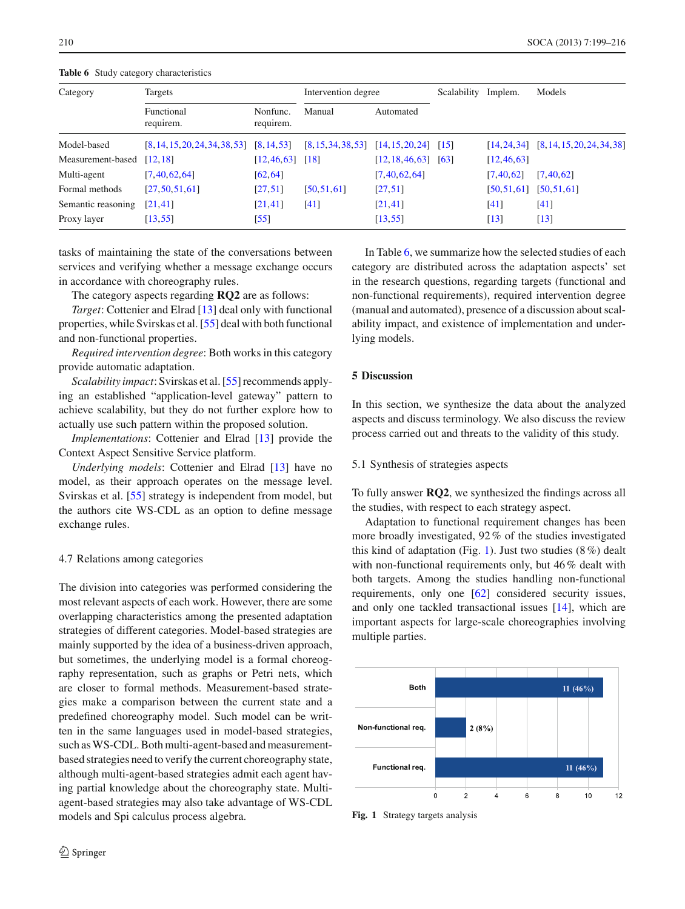**Table 6** Study category characteristics

| Category | Targets | | Intervention degree | | Scalability | Implem. | Models |
|---|---|---|---|---|---|---|---|
| | Functional requirem. | Nonfunc. requirem. | Manual | Automated | | | |
| Model-based | [8,14,15,20,24,34,38,53] | [8,14,53] | [8,15,34,38,53] | [14,15,20,24] | [15] | [14,24,34] | [8,14,15,20,24,34,38] |
| Measurement-based | [12,18] | [12,46,63] | [18] | [12,18,46,63] | [63] | [12,46,63] | |
| Multi-agent | [7,40,62,64] | [62,64] | | [7,40,62,64] | | [7,40,62] | [7,40,62] |
| Formal methods | [27,50,51,61] | [27,51] | [50,51,61] | [27,51] | | [50,51,61] | [50,51,61] |
| Semantic reasoning | [21,41] | [21,41] | [41] | [21,41] | | [41] | [41] |
| Proxy layer | [13,55] | [55] | | [13,55] | | [13] | [13] |

tasks of maintaining the state of the conversations between services and verifying whether a message exchange occurs in accordance with choreography rules.

The category aspects regarding **RQ2** are as follows:

*Target*: Cottenier and Elrad [13] deal only with functional properties, while Svirskas et al. [55] deal with both functional and non-functional properties.

*Required intervention degree*: Both works in this category provide automatic adaptation.

*Scalability impact*: Svirskas et al. [55] recommends applying an established "application-level gateway" pattern to achieve scalability, but they do not further explore how to actually use such pattern within the proposed solution.

*Implementations*: Cottenier and Elrad [13] provide the Context Aspect Sensitive Service platform.

*Underlying models*: Cottenier and Elrad [13] have no model, as their approach operates on the message level. Svirskas et al. [55] strategy is independent from model, but the authors cite WS-CDL as an option to define message exchange rules.

### 4.7 Relations among categories

The division into categories was performed considering the most relevant aspects of each work. However, there are some overlapping characteristics among the presented adaptation strategies of different categories. Model-based strategies are mainly supported by the idea of a business-driven approach, but sometimes, the underlying model is a formal choreography representation, such as graphs or Petri nets, which are closer to formal methods. Measurement-based strategies make a comparison between the current state and a predefined choreography model. Such model can be written in the same languages used in model-based strategies, such as WS-CDL. Both multi-agent-based and measurement-based strategies need to verify the current choreography state, although multi-agent-based strategies admit each agent having partial knowledge about the choreography state. Multi-agent-based strategies may also take advantage of WS-CDL models and Spi calculus process algebra.

In Table 6, we summarize how the selected studies of each category are distributed across the adaptation aspects' set in the research questions, regarding targets (functional and non-functional requirements), required intervention degree (manual and automated), presence of a discussion about scalability impact, and existence of implementation and underlying models.

## 5 Discussion

In this section, we synthesize the data about the analyzed aspects and discuss terminology. We also discuss the review process carried out and threats to the validity of this study.

### 5.1 Synthesis of strategies aspects

To fully answer **RQ2**, we synthesized the findings across all the studies, with respect to each strategy aspect.

Adaptation to functional requirement changes has been more broadly investigated, 92 % of the studies investigated this kind of adaptation (Fig. 1). Just two studies (8 %) dealt with non-functional requirements only, but 46 % dealt with both targets. Among the studies handling non-functional requirements, only one [62] considered security issues, and only one tackled transactional issues [14], which are important aspects for large-scale choreographies involving multiple parties.

**Fig. 1** Strategy targets analysis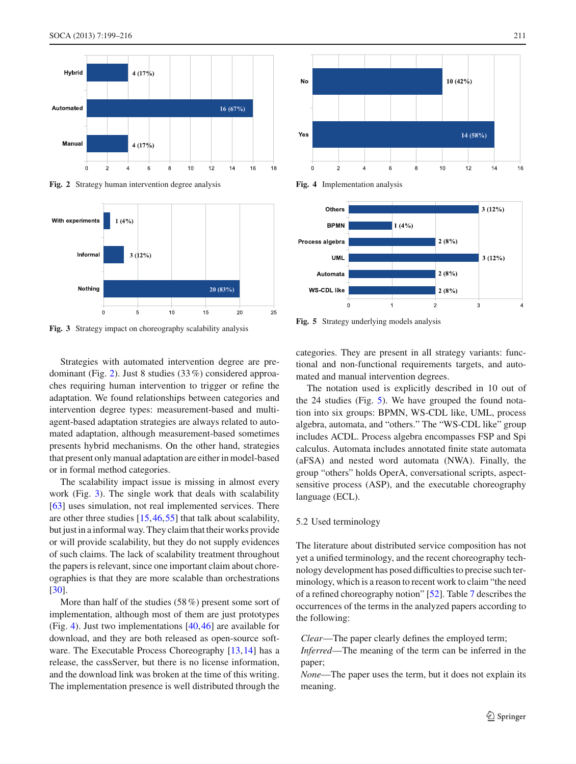Fig. 2 Strategy human intervention degree analysis

Fig. 3 Strategy impact on choreography scalability analysis

Fig. 4 Implementation analysis

Fig. 5 Strategy underlying models analysis

Strategies with automated intervention degree are predominant (Fig. 2). Just 8 studies (33 %) considered approaches requiring human intervention to trigger or refine the adaptation. We found relationships between categories and intervention degree types: measurement-based and multi-agent-based adaptation strategies are always related to automated adaptation, although measurement-based sometimes presents hybrid mechanisms. On the other hand, strategies that present only manual adaptation are either in model-based or in formal method categories.

The scalability impact issue is missing in almost every work (Fig. 3). The single work that deals with scalability [63] uses simulation, not real implemented services. There are other three studies [15,46,55] that talk about scalability, but just in a informal way. They claim that their works provide or will provide scalability, but they do not supply evidences of such claims. The lack of scalability treatment throughout the papers is relevant, since one important claim about choreographies is that they are more scalable than orchestrations [30].

More than half of the studies (58 %) present some sort of implementation, although most of them are just prototypes (Fig. 4). Just two implementations [40,46] are available for download, and they are both released as open-source software. The Executable Process Choreography [13,14] has a release, the cassServer, but there is no license information, and the download link was broken at the time of this writing. The implementation presence is well distributed through the categories. They are present in all strategy variants: functional and non-functional requirements targets, and automated and manual intervention degrees.

The notation used is explicitly described in 10 out of the 24 studies (Fig. 5). We have grouped the found notation into six groups: BPMN, WS-CDL like, UML, process algebra, automata, and "others." The "WS-CDL like" group includes ACDL. Process algebra encompasses FSP and Spi calculus. Automata includes annotated finite state automata (aFSA) and nested word automata (NWA). Finally, the group "others" holds OperA, conversational scripts, aspect-sensitive process (ASP), and the executable choreography language (ECL).

### 5.2 Used terminology

The literature about distributed service composition has not yet a unified terminology, and the recent choreography technology development has posed difficulties to precise such terminology, which is a reason to recent work to claim "the need of a refined choreography notion" [52]. Table 7 describes the occurrences of the terms in the analyzed papers according to the following:

*Clear*—The paper clearly defines the employed term;
*Inferred*—The meaning of the term can be inferred in the paper;
*None*—The paper uses the term, but it does not explain its meaning.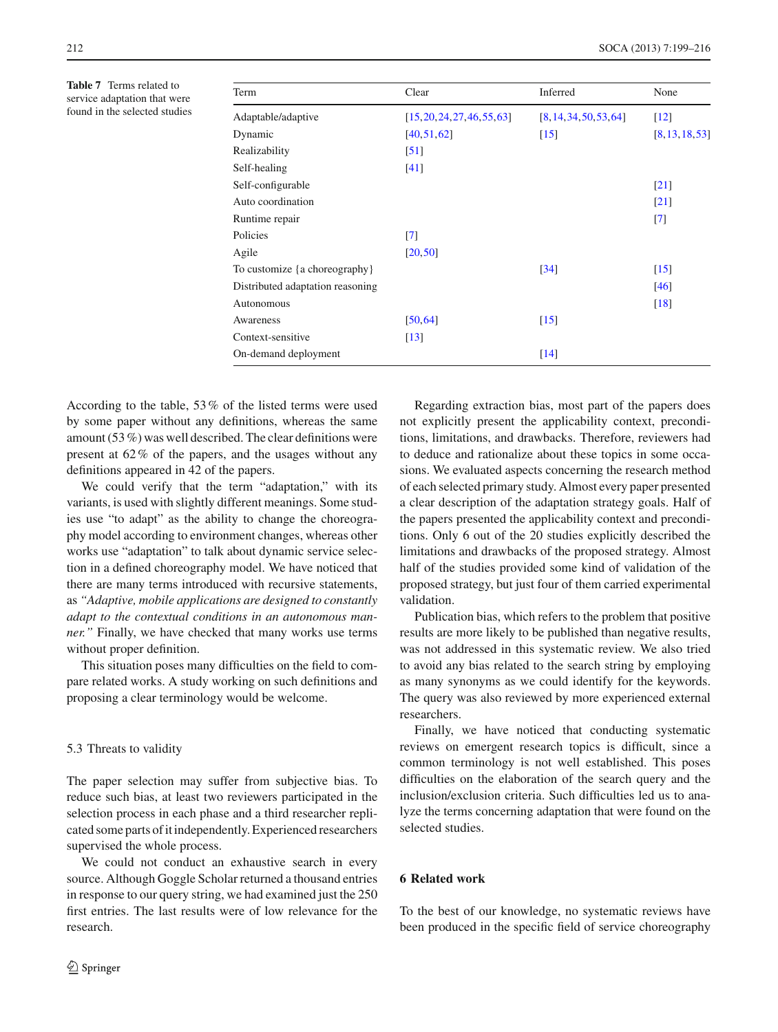**Table 7** Terms related to service adaptation that were found in the selected studies

| Term | Clear | Inferred | None |
|---|---|---|---|
| Adaptable/adaptive | [15,20,24,27,46,55,63] | [8,14,34,50,53,64] | [12] |
| Dynamic | [40,51,62] | [15] | [8,13,18,53] |
| Realizability | [51] | | |
| Self-healing | [41] | | |
| Self-configurable | | | [21] |
| Auto coordination | | | [21] |
| Runtime repair | | | [7] |
| Policies | [7] | | |
| Agile | [20,50] | | |
| To customize {a choreography} | | [34] | [15] |
| Distributed adaptation reasoning | | | [46] |
| Autonomous | | | [18] |
| Awareness | [50,64] | [15] | |
| Context-sensitive | [13] | | |
| On-demand deployment | | [14] | |

According to the table, 53 % of the listed terms were used by some paper without any definitions, whereas the same amount (53 %) was well described. The clear definitions were present at 62 % of the papers, and the usages without any definitions appeared in 42 of the papers.

We could verify that the term "adaptation," with its variants, is used with slightly different meanings. Some studies use "to adapt" as the ability to change the choreography model according to environment changes, whereas other works use "adaptation" to talk about dynamic service selection in a defined choreography model. We have noticed that there are many terms introduced with recursive statements, as *"Adaptive, mobile applications are designed to constantly adapt to the contextual conditions in an autonomous manner."* Finally, we have checked that many works use terms without proper definition.

This situation poses many difficulties on the field to compare related works. A study working on such definitions and proposing a clear terminology would be welcome.

### 5.3 Threats to validity

The paper selection may suffer from subjective bias. To reduce such bias, at least two reviewers participated in the selection process in each phase and a third researcher replicated some parts of it independently. Experienced researchers supervised the whole process.

We could not conduct an exhaustive search in every source. Although Goggle Scholar returned a thousand entries in response to our query string, we had examined just the 250 first entries. The last results were of low relevance for the research.

Regarding extraction bias, most part of the papers does not explicitly present the applicability context, preconditions, limitations, and drawbacks. Therefore, reviewers had to deduce and rationalize about these topics in some occasions. We evaluated aspects concerning the research method of each selected primary study. Almost every paper presented a clear description of the adaptation strategy goals. Half of the papers presented the applicability context and preconditions. Only 6 out of the 20 studies explicitly described the limitations and drawbacks of the proposed strategy. Almost half of the studies provided some kind of validation of the proposed strategy, but just four of them carried experimental validation.

Publication bias, which refers to the problem that positive results are more likely to be published than negative results, was not addressed in this systematic review. We also tried to avoid any bias related to the search string by employing as many synonyms as we could identify for the keywords. The query was also reviewed by more experienced external researchers.

Finally, we have noticed that conducting systematic reviews on emergent research topics is difficult, since a common terminology is not well established. This poses difficulties on the elaboration of the search query and the inclusion/exclusion criteria. Such difficulties led us to analyze the terms concerning adaptation that were found on the selected studies.

## 6 Related work

To the best of our knowledge, no systematic reviews have been produced in the specific field of service choreography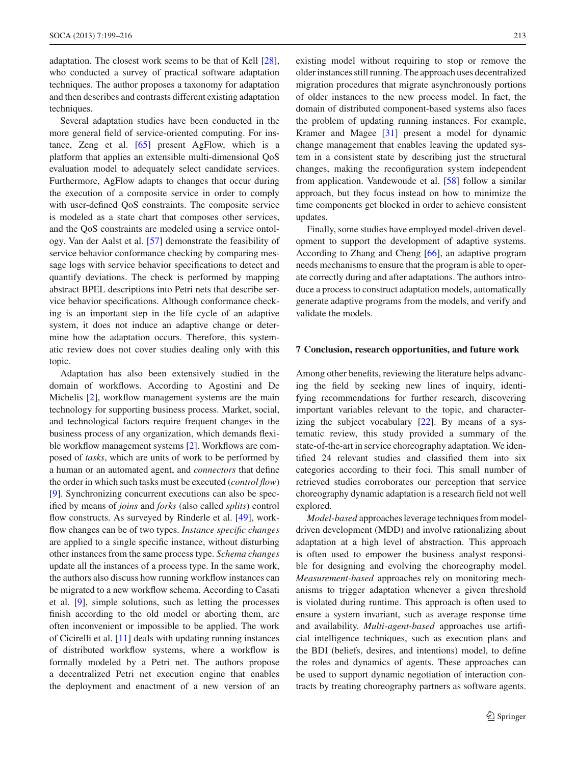adaptation. The closest work seems to be that of Kell [28], who conducted a survey of practical software adaptation techniques. The author proposes a taxonomy for adaptation and then describes and contrasts different existing adaptation techniques.

Several adaptation studies have been conducted in the more general field of service-oriented computing. For instance, Zeng et al. [65] present AgFlow, which is a platform that applies an extensible multi-dimensional QoS evaluation model to adequately select candidate services. Furthermore, AgFlow adapts to changes that occur during the execution of a composite service in order to comply with user-defined QoS constraints. The composite service is modeled as a state chart that composes other services, and the QoS constraints are modeled using a service ontology. Van der Aalst et al. [57] demonstrate the feasibility of service behavior conformance checking by comparing message logs with service behavior specifications to detect and quantify deviations. The check is performed by mapping abstract BPEL descriptions into Petri nets that describe service behavior specifications. Although conformance checking is an important step in the life cycle of an adaptive system, it does not induce an adaptive change or determine how the adaptation occurs. Therefore, this systematic review does not cover studies dealing only with this topic.

Adaptation has also been extensively studied in the domain of workflows. According to Agostini and De Michelis [2], workflow management systems are the main technology for supporting business process. Market, social, and technological factors require frequent changes in the business process of any organization, which demands flexible workflow management systems [2]. Workflows are composed of *tasks*, which are units of work to be performed by a human or an automated agent, and *connectors* that define the order in which such tasks must be executed (*control flow*) [9]. Synchronizing concurrent executions can also be specified by means of *joins* and *forks* (also called *splits*) control flow constructs. As surveyed by Rinderle et al. [49], workflow changes can be of two types. *Instance specific changes* are applied to a single specific instance, without disturbing other instances from the same process type. *Schema changes* update all the instances of a process type. In the same work, the authors also discuss how running workflow instances can be migrated to a new workflow schema. According to Casati et al. [9], simple solutions, such as letting the processes finish according to the old model or aborting them, are often inconvenient or impossible to be applied. The work of Cicirelli et al. [11] deals with updating running instances of distributed workflow systems, where a workflow is formally modeled by a Petri net. The authors propose a decentralized Petri net execution engine that enables the deployment and enactment of a new version of an existing model without requiring to stop or remove the older instances still running. The approach uses decentralized migration procedures that migrate asynchronously portions of older instances to the new process model. In fact, the domain of distributed component-based systems also faces the problem of updating running instances. For example, Kramer and Magee [31] present a model for dynamic change management that enables leaving the updated system in a consistent state by describing just the structural changes, making the reconfiguration system independent from application. Vandewoude et al. [58] follow a similar approach, but they focus instead on how to minimize the time components get blocked in order to achieve consistent updates.

Finally, some studies have employed model-driven development to support the development of adaptive systems. According to Zhang and Cheng [66], an adaptive program needs mechanisms to ensure that the program is able to operate correctly during and after adaptations. The authors introduce a process to construct adaptation models, automatically generate adaptive programs from the models, and verify and validate the models.

## 7 Conclusion, research opportunities, and future work

Among other benefits, reviewing the literature helps advancing the field by seeking new lines of inquiry, identifying recommendations for further research, discovering important variables relevant to the topic, and characterizing the subject vocabulary [22]. By means of a systematic review, this study provided a summary of the state-of-the-art in service choreography adaptation. We identified 24 relevant studies and classified them into six categories according to their foci. This small number of retrieved studies corroborates our perception that service choreography dynamic adaptation is a research field not well explored.

*Model-based* approaches leverage techniques from model-driven development (MDD) and involve rationalizing about adaptation at a high level of abstraction. This approach is often used to empower the business analyst responsible for designing and evolving the choreography model. *Measurement-based* approaches rely on monitoring mechanisms to trigger adaptation whenever a given threshold is violated during runtime. This approach is often used to ensure a system invariant, such as average response time and availability. *Multi-agent-based* approaches use artificial intelligence techniques, such as execution plans and the BDI (beliefs, desires, and intentions) model, to define the roles and dynamics of agents. These approaches can be used to support dynamic negotiation of interaction contracts by treating choreography partners as software agents.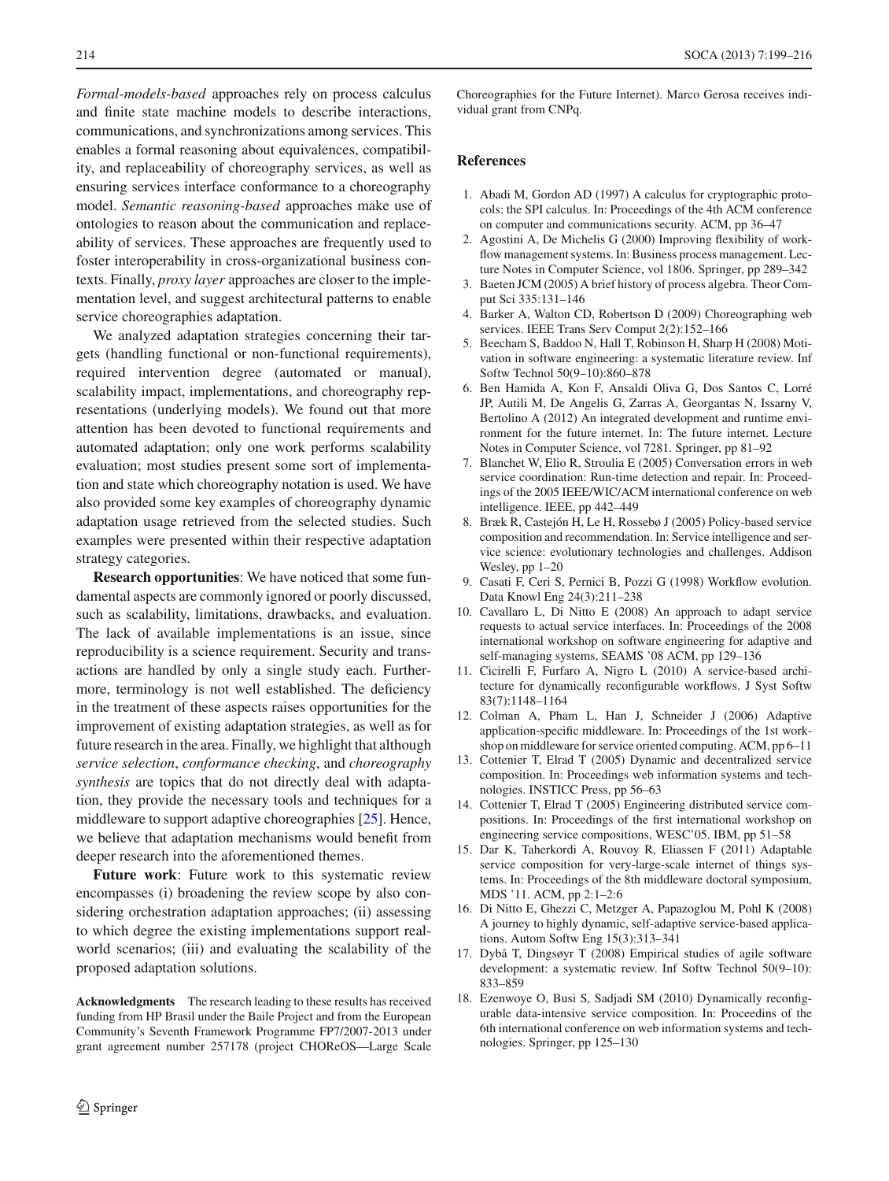*Formal-models-based* approaches rely on process calculus and finite state machine models to describe interactions, communications, and synchronizations among services. This enables a formal reasoning about equivalences, compatibility, and replaceability of choreography services, as well as ensuring services interface conformance to a choreography model. *Semantic reasoning-based* approaches make use of ontologies to reason about the communication and replaceability of services. These approaches are frequently used to foster interoperability in cross-organizational business contexts. Finally, *proxy layer* approaches are closer to the implementation level, and suggest architectural patterns to enable service choreographies adaptation.

We analyzed adaptation strategies concerning their targets (handling functional or non-functional requirements), required intervention degree (automated or manual), scalability impact, implementations, and choreography representations (underlying models). We found out that more attention has been devoted to functional requirements and automated adaptation; only one work performs scalability evaluation; most studies present some sort of implementation and state which choreography notation is used. We have also provided some key examples of choreography dynamic adaptation usage retrieved from the selected studies. Such examples were presented within their respective adaptation strategy categories.

**Research opportunities**: We have noticed that some fundamental aspects are commonly ignored or poorly discussed, such as scalability, limitations, drawbacks, and evaluation. The lack of available implementations is an issue, since reproducibility is a science requirement. Security and transactions are handled by only a single study each. Furthermore, terminology is not well established. The deficiency in the treatment of these aspects raises opportunities for the improvement of existing adaptation strategies, as well as for future research in the area. Finally, we highlight that although *service selection*, *conformance checking*, and *choreography synthesis* are topics that do not directly deal with adaptation, they provide the necessary tools and techniques for a middleware to support adaptive choreographies [25]. Hence, we believe that adaptation mechanisms would benefit from deeper research into the aforementioned themes.

**Future work**: Future work to this systematic review encompasses (i) broadening the review scope by also considering orchestration adaptation approaches; (ii) assessing to which degree the existing implementations support real-world scenarios; (iii) and evaluating the scalability of the proposed adaptation solutions.

**Acknowledgments** The research leading to these results has received funding from HP Brasil under the Baile Project and from the European Community's Seventh Framework Programme FP7/2007-2013 under grant agreement number 257178 (project CHOReOS—Large Scale Choreographies for the Future Internet). Marco Gerosa receives individual grant from CNPq.

## References

1. Abadi M, Gordon AD (1997) A calculus for cryptographic protocols: the SPI calculus. In: Proceedings of the 4th ACM conference on computer and communications security. ACM, pp 36–47
2. Agostini A, De Michelis G (2000) Improving flexibility of workflow management systems. In: Business process management. Lecture Notes in Computer Science, vol 1806. Springer, pp 289–342
3. Baeten JCM (2005) A brief history of process algebra. Theor Comput Sci 335:131–146
4. Barker A, Walton CD, Robertson D (2009) Choreographing web services. IEEE Trans Serv Comput 2(2):152–166
5. Beecham S, Baddoo N, Hall T, Robinson H, Sharp H (2008) Motivation in software engineering: a systematic literature review. Inf Softw Technol 50(9–10):860–878
6. Ben Hamida A, Kon F, Ansaldi Oliva G, Dos Santos C, Lorré JP, Autili M, De Angelis G, Zarras A, Georgantas N, Issarny V, Bertolino A (2012) An integrated development and runtime environment for the future internet. In: The future internet. Lecture Notes in Computer Science, vol 7281. Springer, pp 81–92
7. Blanchet W, Elio R, Stroulia E (2005) Conversation errors in web service coordination: Run-time detection and repair. In: Proceedings of the 2005 IEEE/WIC/ACM international conference on web intelligence. IEEE, pp 442–449
8. Bræk R, Castejón H, Le H, Rossebø J (2005) Policy-based service composition and recommendation. In: Service intelligence and service science: evolutionary technologies and challenges. Addison Wesley, pp 1–20
9. Casati F, Ceri S, Pernici B, Pozzi G (1998) Workflow evolution. Data Knowl Eng 24(3):211–238
10. Cavallaro L, Di Nitto E (2008) An approach to adapt service requests to actual service interfaces. In: Proceedings of the 2008 international workshop on software engineering for adaptive and self-managing systems, SEAMS '08 ACM, pp 129–136
11. Cicirelli F, Furfaro A, Nigro L (2010) A service-based architecture for dynamically reconfigurable workflows. J Syst Softw 83(7):1148–1164
12. Colman A, Pham L, Han J, Schneider J (2006) Adaptive application-specific middleware. In: Proceedings of the 1st workshop on middleware for service oriented computing. ACM, pp 6–11
13. Cottenier T, Elrad T (2005) Dynamic and decentralized service composition. In: Proceedings web information systems and technologies. INSTICC Press, pp 56–63
14. Cottenier T, Elrad T (2005) Engineering distributed service compositions. In: Proceedings of the first international workshop on engineering service compositions, WESC'05. IBM, pp 51–58
15. Dar K, Taherkordi A, Rouvoy R, Eliassen F (2011) Adaptable service composition for very-large-scale internet of things systems. In: Proceedings of the 8th middleware doctoral symposium, MDS '11. ACM, pp 2:1–2:6
16. Di Nitto E, Ghezzi C, Metzger A, Papazoglou M, Pohl K (2008) A journey to highly dynamic, self-adaptive service-based applications. Autom Softw Eng 15(3):313–341
17. Dybå T, Dingsøyr T (2008) Empirical studies of agile software development: a systematic review. Inf Softw Technol 50(9–10): 833–859
18. Ezenwoye O, Busi S, Sadjadi SM (2010) Dynamically reconfigurable data-intensive service composition. In: Proceedins of the 6th international conference on web information systems and technologies. Springer, pp 125–130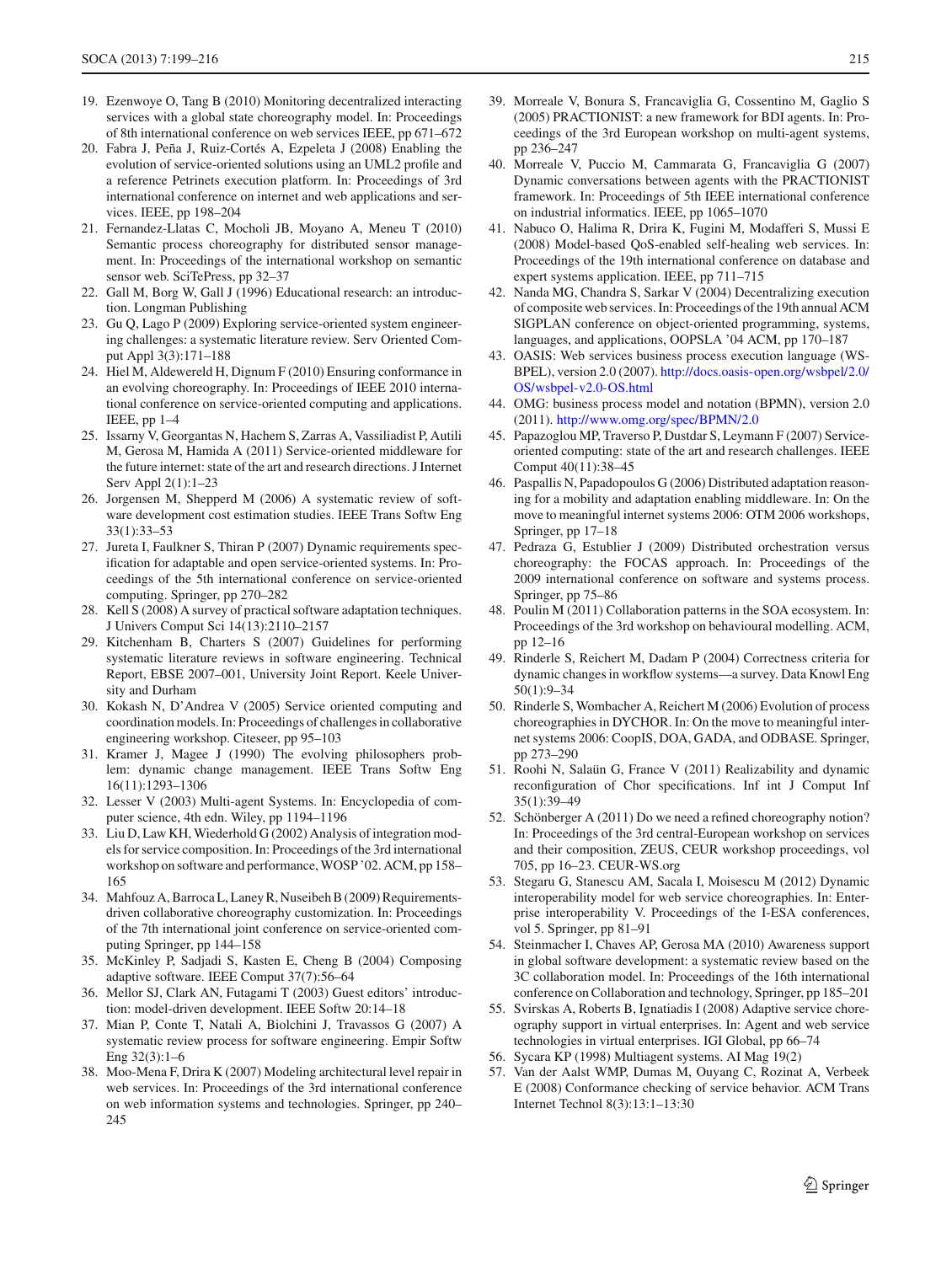19. Ezenwoye O, Tang B (2010) Monitoring decentralized interacting services with a global state choreography model. In: Proceedings of 8th international conference on web services IEEE, pp 671–672
20. Fabra J, Peña J, Ruiz-Cortés A, Ezpeleta J (2008) Enabling the evolution of service-oriented solutions using an UML2 profile and a reference Petrinets execution platform. In: Proceedings of 3rd international conference on internet and web applications and services. IEEE, pp 198–204
21. Fernandez-Llatas C, Mocholi JB, Moyano A, Meneu T (2010) Semantic process choreography for distributed sensor management. In: Proceedings of the international workshop on semantic sensor web. SciTePress, pp 32–37
22. Gall M, Borg W, Gall J (1996) Educational research: an introduction. Longman Publishing
23. Gu Q, Lago P (2009) Exploring service-oriented system engineering challenges: a systematic literature review. Serv Oriented Comput Appl 3(3):171–188
24. Hiel M, Aldewereld H, Dignum F (2010) Ensuring conformance in an evolving choreography. In: Proceedings of IEEE 2010 international conference on service-oriented computing and applications. IEEE, pp 1–4
25. Issarny V, Georgantas N, Hachem S, Zarras A, Vassiliadist P, Autili M, Gerosa M, Hamida A (2011) Service-oriented middleware for the future internet: state of the art and research directions. J Internet Serv Appl 2(1):1–23
26. Jorgensen M, Shepperd M (2006) A systematic review of software development cost estimation studies. IEEE Trans Softw Eng 33(1):33–53
27. Jureta I, Faulkner S, Thiran P (2007) Dynamic requirements specification for adaptable and open service-oriented systems. In: Proceedings of the 5th international conference on service-oriented computing. Springer, pp 270–282
28. Kell S (2008) A survey of practical software adaptation techniques. J Univers Comput Sci 14(13):2110–2157
29. Kitchenham B, Charters S (2007) Guidelines for performing systematic literature reviews in software engineering. Technical Report, EBSE 2007–001, University Joint Report. Keele University and Durham
30. Kokash N, D'Andrea V (2005) Service oriented computing and coordination models. In: Proceedings of challenges in collaborative engineering workshop. Citeseer, pp 95–103
31. Kramer J, Magee J (1990) The evolving philosophers problem: dynamic change management. IEEE Trans Softw Eng 16(11):1293–1306
32. Lesser V (2003) Multi-agent Systems. In: Encyclopedia of computer science, 4th edn. Wiley, pp 1194–1196
33. Liu D, Law KH, Wiederhold G (2002) Analysis of integration models for service composition. In: Proceedings of the 3rd international workshop on software and performance, WOSP '02. ACM, pp 158–165
34. Mahfouz A, Barroca L, Laney R, Nuseibeh B (2009) Requirements-driven collaborative choreography customization. In: Proceedings of the 7th international joint conference on service-oriented computing Springer, pp 144–158
35. McKinley P, Sadjadi S, Kasten E, Cheng B (2004) Composing adaptive software. IEEE Comput 37(7):56–64
36. Mellor SJ, Clark AN, Futagami T (2003) Guest editors' introduction: model-driven development. IEEE Softw 20:14–18
37. Mian P, Conte T, Natali A, Biolchini J, Travassos G (2007) A systematic review process for software engineering. Empir Softw Eng 32(3):1–6
38. Moo-Mena F, Drira K (2007) Modeling architectural level repair in web services. In: Proceedings of the 3rd international conference on web information systems and technologies. Springer, pp 240–245
39. Morreale V, Bonura S, Francaviglia G, Cossentino M, Gaglio S (2005) PRACTIONIST: a new framework for BDI agents. In: Proceedings of the 3rd European workshop on multi-agent systems, pp 236–247
40. Morreale V, Puccio M, Cammarata G, Francaviglia G (2007) Dynamic conversations between agents with the PRACTIONIST framework. In: Proceedings of 5th IEEE international conference on industrial informatics. IEEE, pp 1065–1070
41. Nabuco O, Halima R, Drira K, Fugini M, Modafferi S, Mussi E (2008) Model-based QoS-enabled self-healing web services. In: Proceedings of the 19th international conference on database and expert systems application. IEEE, pp 711–715
42. Nanda MG, Chandra S, Sarkar V (2004) Decentralizing execution of composite web services. In: Proceedings of the 19th annual ACM SIGPLAN conference on object-oriented programming, systems, languages, and applications, OOPSLA '04 ACM, pp 170–187
43. OASIS: Web services business process execution language (WS-BPEL), version 2.0 (2007). http://docs.oasis-open.org/wsbpel/2.0/OS/wsbpel-v2.0-OS.html
44. OMG: business process model and notation (BPMN), version 2.0 (2011). http://www.omg.org/spec/BPMN/2.0
45. Papazoglou MP, Traverso P, Dustdar S, Leymann F (2007) Service-oriented computing: state of the art and research challenges. IEEE Comput 40(11):38–45
46. Paspallis N, Papadopoulos G (2006) Distributed adaptation reasoning for a mobility and adaptation enabling middleware. In: On the move to meaningful internet systems 2006: OTM 2006 workshops, Springer, pp 17–18
47. Pedraza G, Estublier J (2009) Distributed orchestration versus choreography: the FOCAS approach. In: Proceedings of the 2009 international conference on software and systems process. Springer, pp 75–86
48. Poulin M (2011) Collaboration patterns in the SOA ecosystem. In: Proceedings of the 3rd workshop on behavioural modelling. ACM, pp 12–16
49. Rinderle S, Reichert M, Dadam P (2004) Correctness criteria for dynamic changes in workflow systems—a survey. Data Knowl Eng 50(1):9–34
50. Rinderle S, Wombacher A, Reichert M (2006) Evolution of process choreographies in DYCHOR. In: On the move to meaningful internet systems 2006: CoopIS, DOA, GADA, and ODBASE. Springer, pp 273–290
51. Roohi N, Salaün G, France V (2011) Realizability and dynamic reconfiguration of Chor specifications. Inf int J Comput Inf 35(1):39–49
52. Schönberger A (2011) Do we need a refined choreography notion? In: Proceedings of the 3rd central-European workshop on services and their composition, ZEUS, CEUR workshop proceedings, vol 705, pp 16–23. CEUR-WS.org
53. Stegaru G, Stanescu AM, Sacala I, Moisescu M (2012) Dynamic interoperability model for web service choreographies. In: Enterprise interoperability V. Proceedings of the I-ESA conferences, vol 5. Springer, pp 81–91
54. Steinmacher I, Chaves AP, Gerosa MA (2010) Awareness support in global software development: a systematic review based on the 3C collaboration model. In: Proceedings of the 16th international conference on Collaboration and technology, Springer, pp 185–201
55. Svirskas A, Roberts B, Ignatiadis I (2008) Adaptive service choreography support in virtual enterprises. In: Agent and web service technologies in virtual enterprises. IGI Global, pp 66–74
56. Sycara KP (1998) Multiagent systems. AI Mag 19(2)
57. Van der Aalst WMP, Dumas M, Ouyang C, Rozinat A, Verbeek E (2008) Conformance checking of service behavior. ACM Trans Internet Technol 8(3):13:1–13:30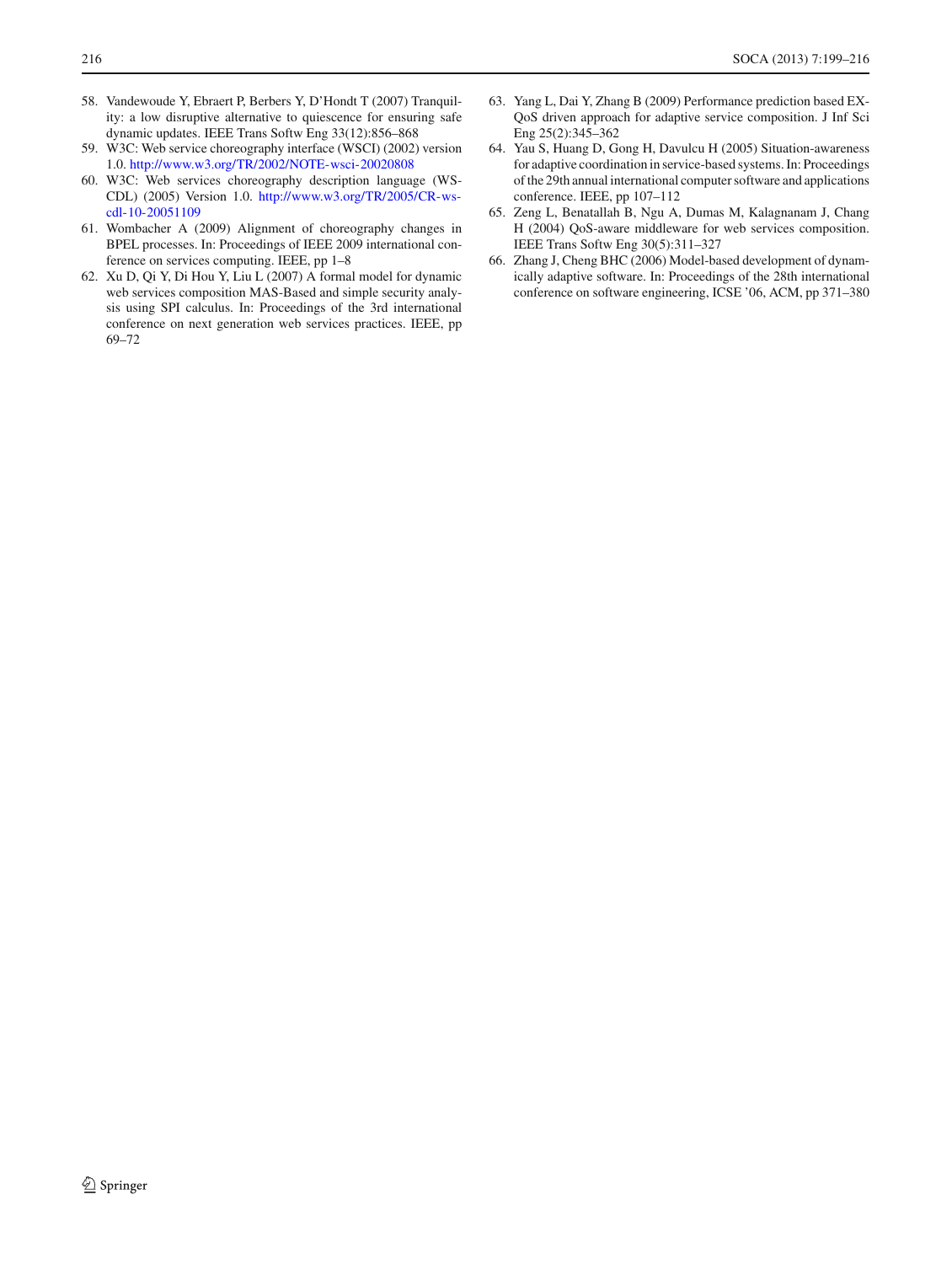58. Vandewoude Y, Ebraert P, Berbers Y, D'Hondt T (2007) Tranquility: a low disruptive alternative to quiescence for ensuring safe dynamic updates. IEEE Trans Softw Eng 33(12):856–868
59. W3C: Web service choreography interface (WSCI) (2002) version 1.0. http://www.w3.org/TR/2002/NOTE-wsci-20020808
60. W3C: Web services choreography description language (WS-CDL) (2005) Version 1.0. http://www.w3.org/TR/2005/CR-ws-cdl-10-20051109
61. Wombacher A (2009) Alignment of choreography changes in BPEL processes. In: Proceedings of IEEE 2009 international conference on services computing. IEEE, pp 1–8
62. Xu D, Qi Y, Di Hou Y, Liu L (2007) A formal model for dynamic web services composition MAS-Based and simple security analysis using SPI calculus. In: Proceedings of the 3rd international conference on next generation web services practices. IEEE, pp 69–72
63. Yang L, Dai Y, Zhang B (2009) Performance prediction based EX-QoS driven approach for adaptive service composition. J Inf Sci Eng 25(2):345–362
64. Yau S, Huang D, Gong H, Davulcu H (2005) Situation-awareness for adaptive coordination in service-based systems. In: Proceedings of the 29th annual international computer software and applications conference. IEEE, pp 107–112
65. Zeng L, Benatallah B, Ngu A, Dumas M, Kalagnanam J, Chang H (2004) QoS-aware middleware for web services composition. IEEE Trans Softw Eng 30(5):311–327
66. Zhang J, Cheng BHC (2006) Model-based development of dynamically adaptive software. In: Proceedings of the 28th international conference on software engineering, ICSE '06, ACM, pp 371–380